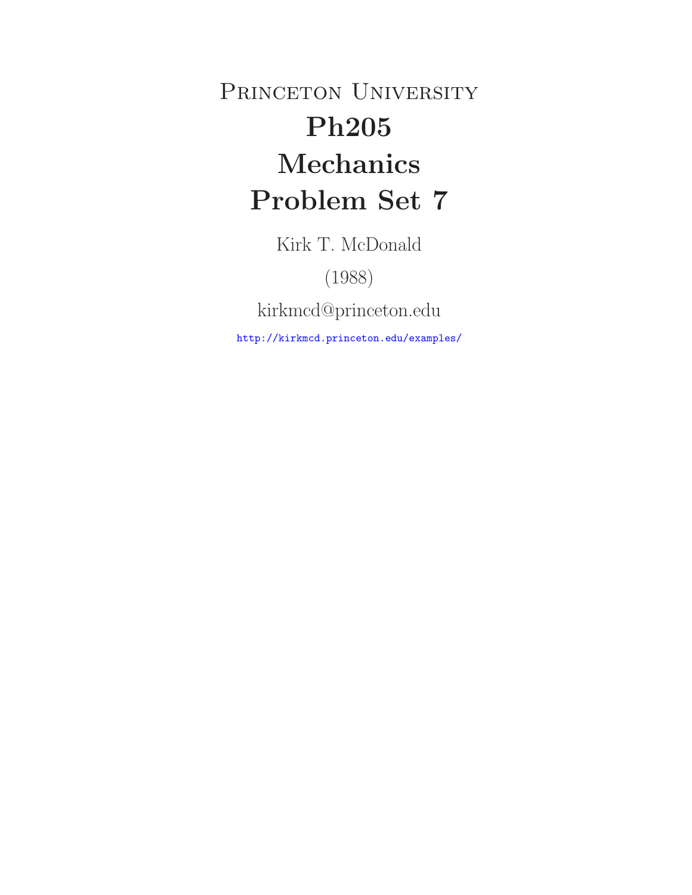# Princeton University
# Ph205
# Mechanics
# Problem Set 7

Kirk T. McDonald

(1988)

kirkmcd@princeton.edu

http://kirkmcd.princeton.edu/examples/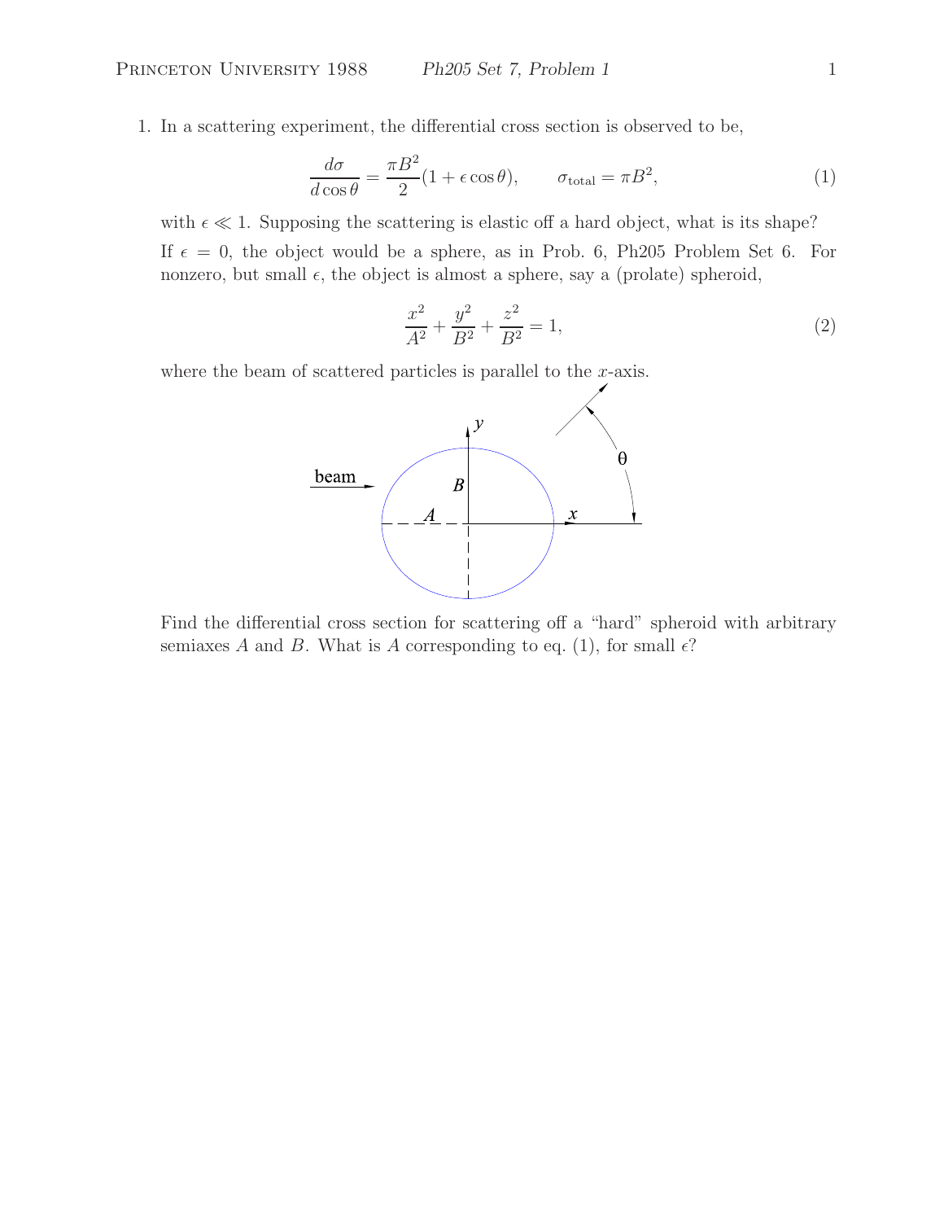1. In a scattering experiment, the differential cross section is observed to be,

$$\frac{d\sigma}{d\cos\theta} = \frac{\pi B^2}{2}(1 + \epsilon\cos\theta), \qquad \sigma_{\text{total}} = \pi B^2, \tag{1}$$

with $\epsilon \ll 1$. Supposing the scattering is elastic off a hard object, what is its shape?

If $\epsilon = 0$, the object would be a sphere, as in Prob. 6, Ph205 Problem Set 6. For nonzero, but small $\epsilon$, the object is almost a sphere, say a (prolate) spheroid,

$$\frac{x^2}{A^2} + \frac{y^2}{B^2} + \frac{z^2}{B^2} = 1, \tag{2}$$

where the beam of scattered particles is parallel to the $x$-axis.

beam

$y$

$B$

$A$

$x$

$\theta$

Find the differential cross section for scattering off a "hard" spheroid with arbitrary semiaxes $A$ and $B$. What is $A$ corresponding to eq. (1), for small $\epsilon$?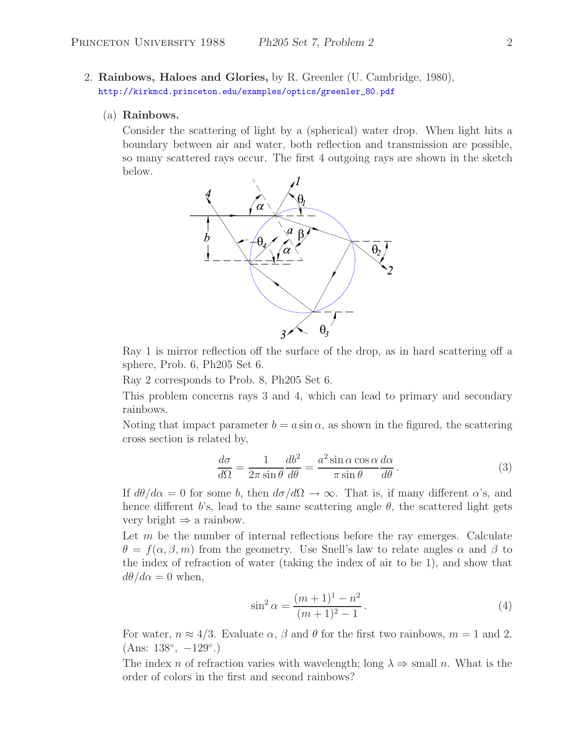2. **Rainbows, Haloes and Glories,** by R. Greenler (U. Cambridge, 1980), http://kirkmcd.princeton.edu/examples/optics/greenler_80.pdf

   (a) **Rainbows.**

   Consider the scattering of light by a (spherical) water drop. When light hits a boundary between air and water, both reflection and transmission are possible, so many scattered rays occur. The first 4 outgoing rays are shown in the sketch below.

   Ray 1 is mirror reflection off the surface of the drop, as in hard scattering off a sphere, Prob. 6, Ph205 Set 6.

   Ray 2 corresponds to Prob. 8, Ph205 Set 6.

   This problem concerns rays 3 and 4, which can lead to primary and secondary rainbows.

   Noting that impact parameter $b = a \sin \alpha$, as shown in the figured, the scattering cross section is related by,

$$\frac{d\sigma}{d\Omega} = \frac{1}{2\pi \sin \theta} \frac{db^2}{d\theta} = \frac{a^2 \sin \alpha \cos \alpha}{\pi \sin \theta} \frac{d\alpha}{d\theta} . \tag{3}$$

   If $d\theta/d\alpha = 0$ for some $b$, then $d\sigma/d\Omega \to \infty$. That is, if many different $\alpha$'s, and hence different $b$'s, lead to the same scattering angle $\theta$, the scattered light gets very bright $\Rightarrow$ a rainbow.

   Let $m$ be the number of internal reflections before the ray emerges. Calculate $\theta = f(\alpha, \beta, m)$ from the geometry. Use Snell's law to relate angles $\alpha$ and $\beta$ to the index of refraction of water (taking the index of air to be 1), and show that $d\theta/d\alpha = 0$ when,

$$\sin^2 \alpha = \frac{(m+1)^1 - n^2}{(m+1)^2 - 1} . \tag{4}$$

   For water, $n \approx 4/3$. Evaluate $\alpha$, $\beta$ and $\theta$ for the first two rainbows, $m = 1$ and 2. (Ans: $138^\circ$, $-129^\circ$.)

   The index $n$ of refraction varies with wavelength; long $\lambda \Rightarrow$ small $n$. What is the order of colors in the first and second rainbows?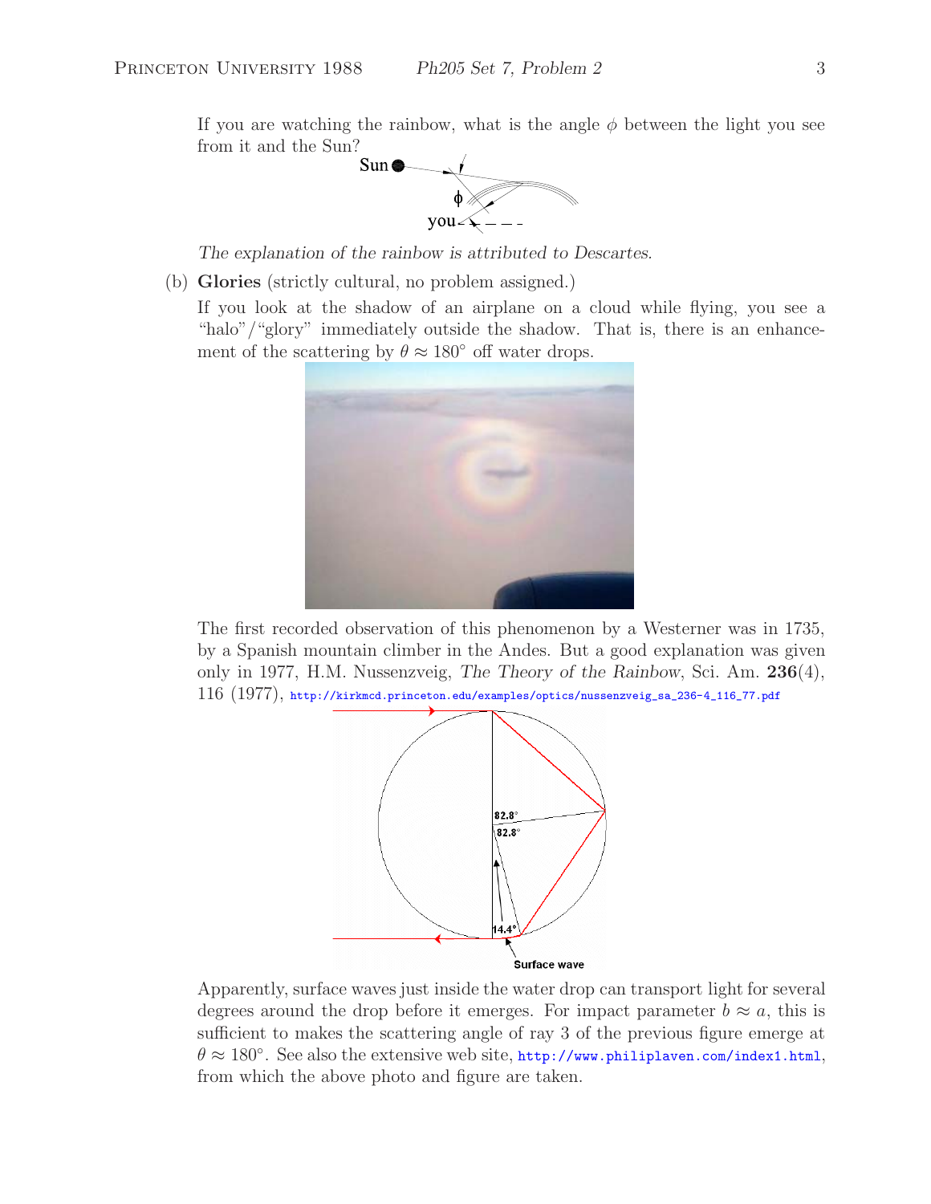If you are watching the rainbow, what is the angle $\phi$ between the light you see from it and the Sun?

Sun

$\phi$

you

*The explanation of the rainbow is attributed to Descartes.*

(b) **Glories** (strictly cultural, no problem assigned.)

If you look at the shadow of an airplane on a cloud while flying, you see a "halo"/"glory" immediately outside the shadow. That is, there is an enhancement of the scattering by $\theta \approx 180^\circ$ off water drops.

The first recorded observation of this phenomenon by a Westerner was in 1735, by a Spanish mountain climber in the Andes. But a good explanation was given only in 1977, H.M. Nussenzveig, *The Theory of the Rainbow*, Sci. Am. **236**(4), 116 (1977), http://kirkmcd.princeton.edu/examples/optics/nussenzveig_sa_236-4_116_77.pdf

82.8°

82.8°

14.4°

Surface wave

Apparently, surface waves just inside the water drop can transport light for several degrees around the drop before it emerges. For impact parameter $b \approx a$, this is sufficient to makes the scattering angle of ray 3 of the previous figure emerge at $\theta \approx 180^\circ$. See also the extensive web site, http://www.philiplaven.com/index1.html, from which the above photo and figure are taken.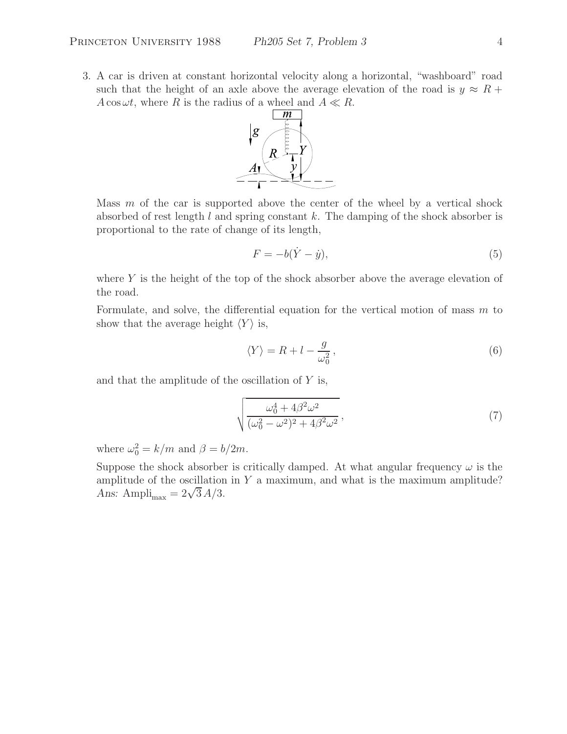3. A car is driven at constant horizontal velocity along a horizontal, "washboard" road such that the height of an axle above the average elevation of the road is $y \approx R + A\cos\omega t$, where $R$ is the radius of a wheel and $A \ll R$.

Mass $m$ of the car is supported above the center of the wheel by a vertical shock absorbed of rest length $l$ and spring constant $k$. The damping of the shock absorber is proportional to the rate of change of its length,

$$F = -b(\dot{Y} - \dot{y}), \tag{5}$$

where $Y$ is the height of the top of the shock absorber above the average elevation of the road.

Formulate, and solve, the differential equation for the vertical motion of mass $m$ to show that the average height $\langle Y \rangle$ is,

$$\langle Y \rangle = R + l - \frac{g}{\omega_0^2}, \tag{6}$$

and that the amplitude of the oscillation of $Y$ is,

$$\sqrt{\frac{\omega_0^4 + 4\beta^2\omega^2}{(\omega_0^2 - \omega^2)^2 + 4\beta^2\omega^2}}, \tag{7}$$

where $\omega_0^2 = k/m$ and $\beta = b/2m$.

Suppose the shock absorber is critically damped. At what angular frequency $\omega$ is the amplitude of the oscillation in $Y$ a maximum, and what is the maximum amplitude? *Ans:* $\text{Ampli}_{\text{max}} = 2\sqrt{3}\,A/3$.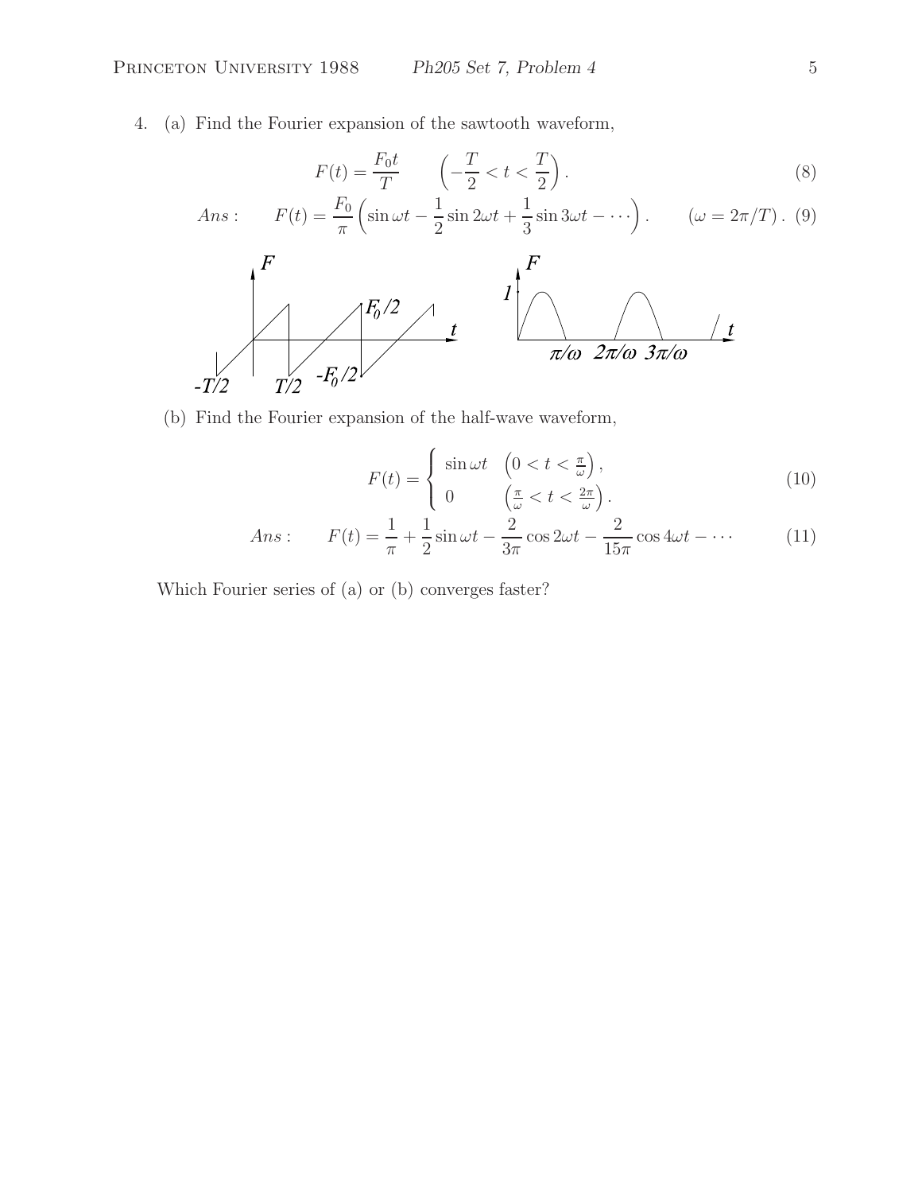4. (a) Find the Fourier expansion of the sawtooth waveform,

$$F(t) = \frac{F_0 t}{T} \qquad \left(-\frac{T}{2} < t < \frac{T}{2}\right). \tag{8}$$

$$Ans: \qquad F(t) = \frac{F_0}{\pi}\left(\sin \omega t - \frac{1}{2}\sin 2\omega t + \frac{1}{3}\sin 3\omega t - \cdots\right). \qquad (\omega = 2\pi/T). \tag{9}$$

(b) Find the Fourier expansion of the half-wave waveform,

$$F(t) = \begin{cases} \sin \omega t & \left(0 < t < \frac{\pi}{\omega}\right), \\ 0 & \left(\frac{\pi}{\omega} < t < \frac{2\pi}{\omega}\right). \end{cases} \tag{10}$$

$$Ans: \qquad F(t) = \frac{1}{\pi} + \frac{1}{2}\sin \omega t - \frac{2}{3\pi}\cos 2\omega t - \frac{2}{15\pi}\cos 4\omega t - \cdots \tag{11}$$

Which Fourier series of (a) or (b) converges faster?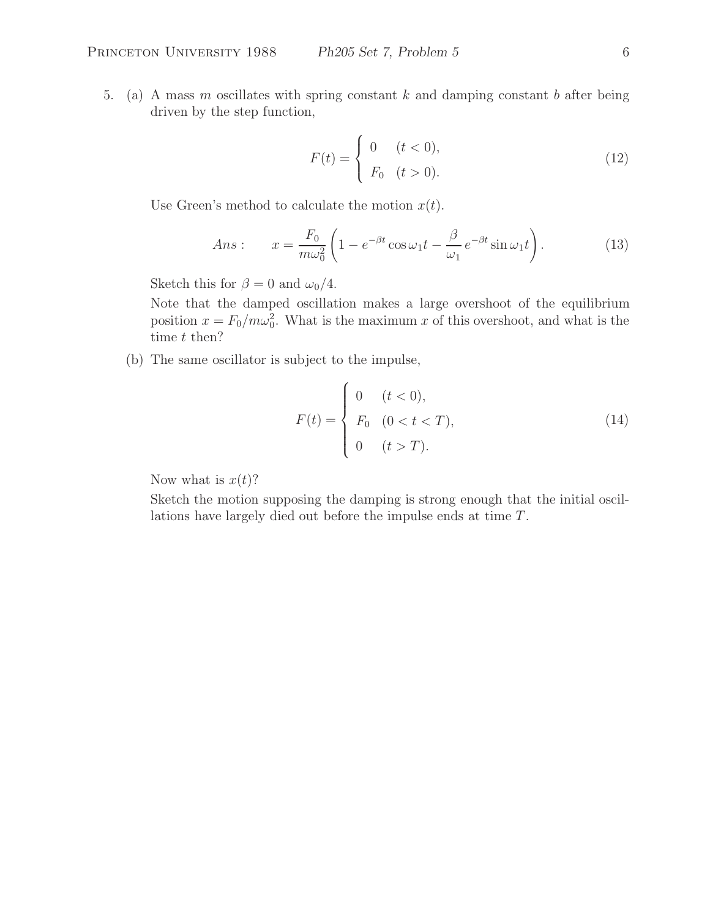5. (a) A mass $m$ oscillates with spring constant $k$ and damping constant $b$ after being driven by the step function,

$$F(t) = \begin{cases} 0 & (t < 0), \\ F_0 & (t > 0). \end{cases} \tag{12}$$

Use Green's method to calculate the motion $x(t)$.

$$Ans: \qquad x = \frac{F_0}{m\omega_0^2}\left(1 - e^{-\beta t}\cos\omega_1 t - \frac{\beta}{\omega_1}\, e^{-\beta t}\sin\omega_1 t\right). \tag{13}$$

Sketch this for $\beta = 0$ and $\omega_0/4$.

Note that the damped oscillation makes a large overshoot of the equilibrium position $x = F_0/m\omega_0^2$. What is the maximum $x$ of this overshoot, and what is the time $t$ then?

(b) The same oscillator is subject to the impulse,

$$F(t) = \begin{cases} 0 & (t < 0), \\ F_0 & (0 < t < T), \\ 0 & (t > T). \end{cases} \tag{14}$$

Now what is $x(t)$?

Sketch the motion supposing the damping is strong enough that the initial oscillations have largely died out before the impulse ends at time $T$.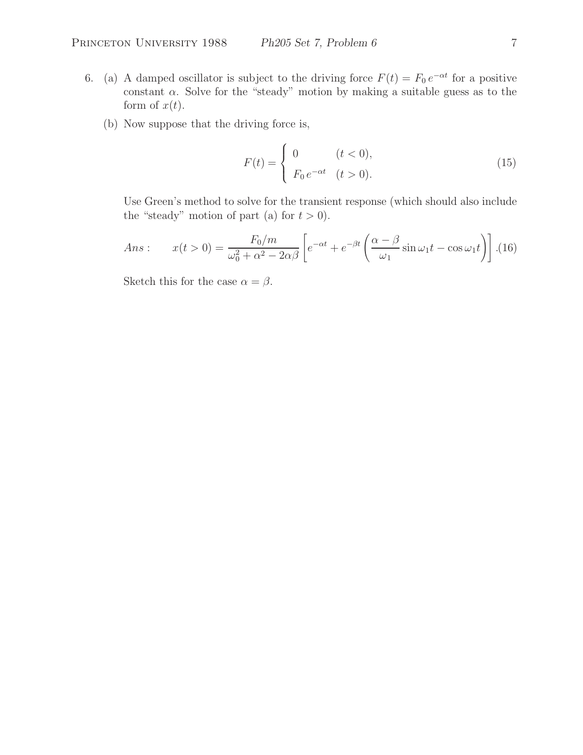6. (a) A damped oscillator is subject to the driving force $F(t) = F_0 \, e^{-\alpha t}$ for a positive constant $\alpha$. Solve for the "steady" motion by making a suitable guess as to the form of $x(t)$.

   (b) Now suppose that the driving force is,

$$F(t) = \begin{cases} 0 & (t < 0), \\ F_0 \, e^{-\alpha t} & (t > 0). \end{cases} \tag{15}$$

   Use Green's method to solve for the transient response (which should also include the "steady" motion of part (a) for $t > 0$).

$$Ans: \qquad x(t > 0) = \frac{F_0/m}{\omega_0^2 + \alpha^2 - 2\alpha\beta} \left[ e^{-\alpha t} + e^{-\beta t} \left( \frac{\alpha - \beta}{\omega_1} \sin \omega_1 t - \cos \omega_1 t \right) \right]. \tag{16}$$

   Sketch this for the case $\alpha = \beta$.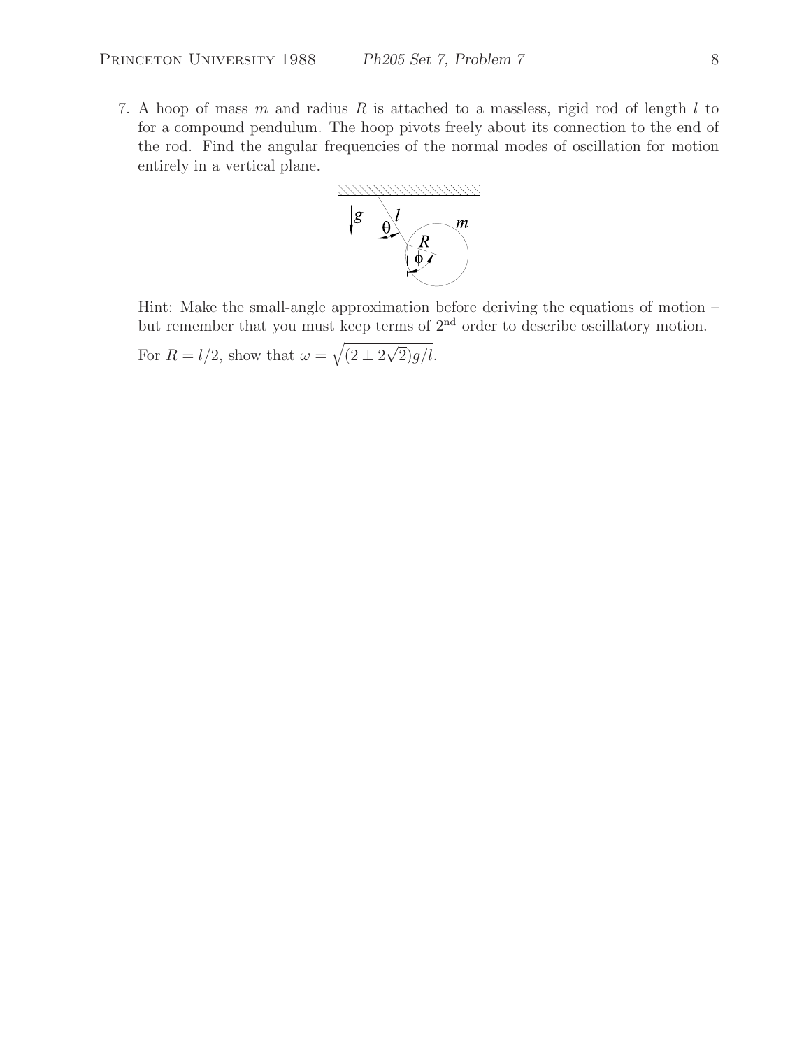7. A hoop of mass $m$ and radius $R$ is attached to a massless, rigid rod of length $l$ to for a compound pendulum. The hoop pivots freely about its connection to the end of the rod. Find the angular frequencies of the normal modes of oscillation for motion entirely in a vertical plane.

$g$

$l$

$\theta$

$m$

$R$

$\phi$

Hint: Make the small-angle approximation before deriving the equations of motion – but remember that you must keep terms of 2nd order to describe oscillatory motion.

For $R = l/2$, show that $\omega = \sqrt{(2 \pm 2\sqrt{2})g/l}$.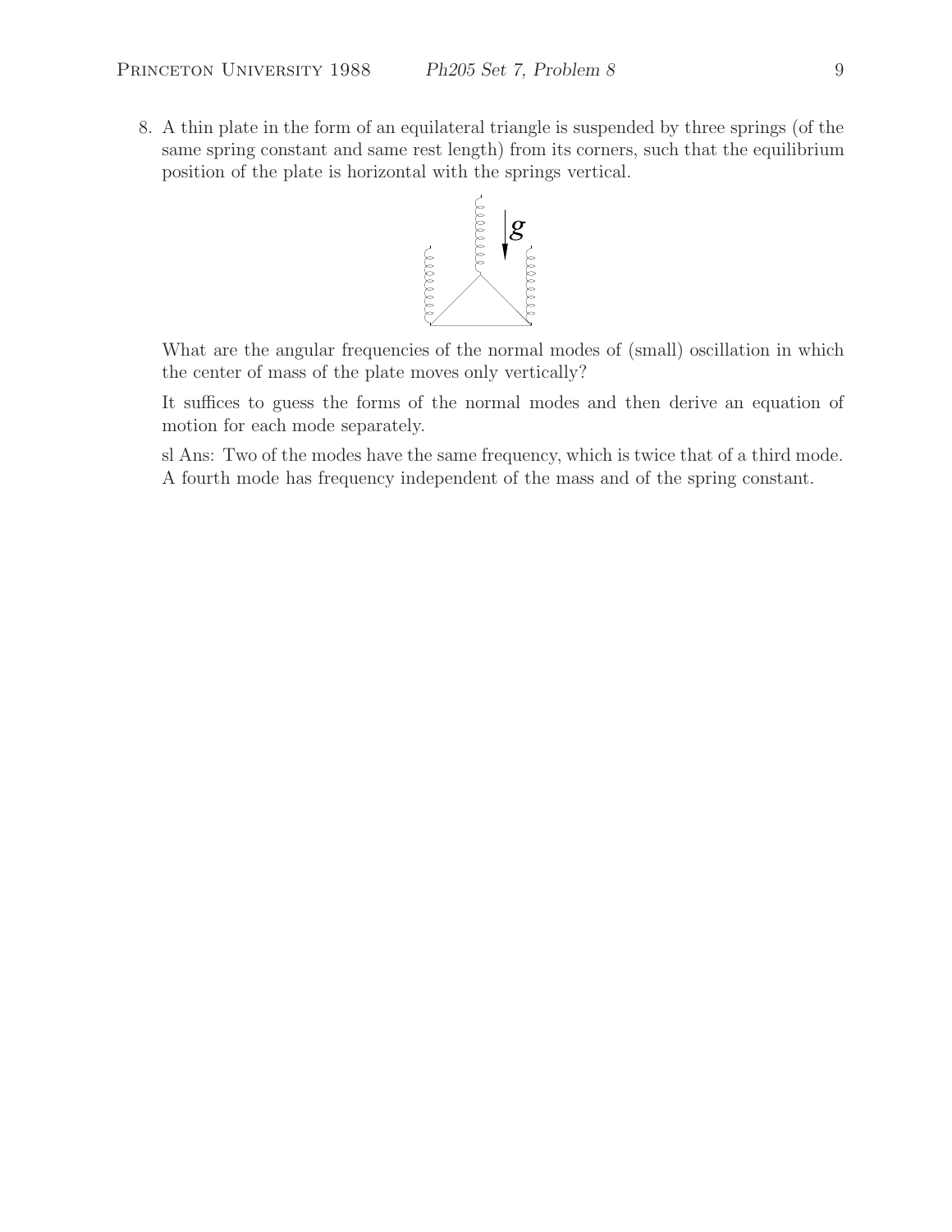8. A thin plate in the form of an equilateral triangle is suspended by three springs (of the same spring constant and same rest length) from its corners, such that the equilibrium position of the plate is horizontal with the springs vertical.

   What are the angular frequencies of the normal modes of (small) oscillation in which the center of mass of the plate moves only vertically?

   It suffices to guess the forms of the normal modes and then derive an equation of motion for each mode separately.

   sl Ans: Two of the modes have the same frequency, which is twice that of a third mode. A fourth mode has frequency independent of the mass and of the spring constant.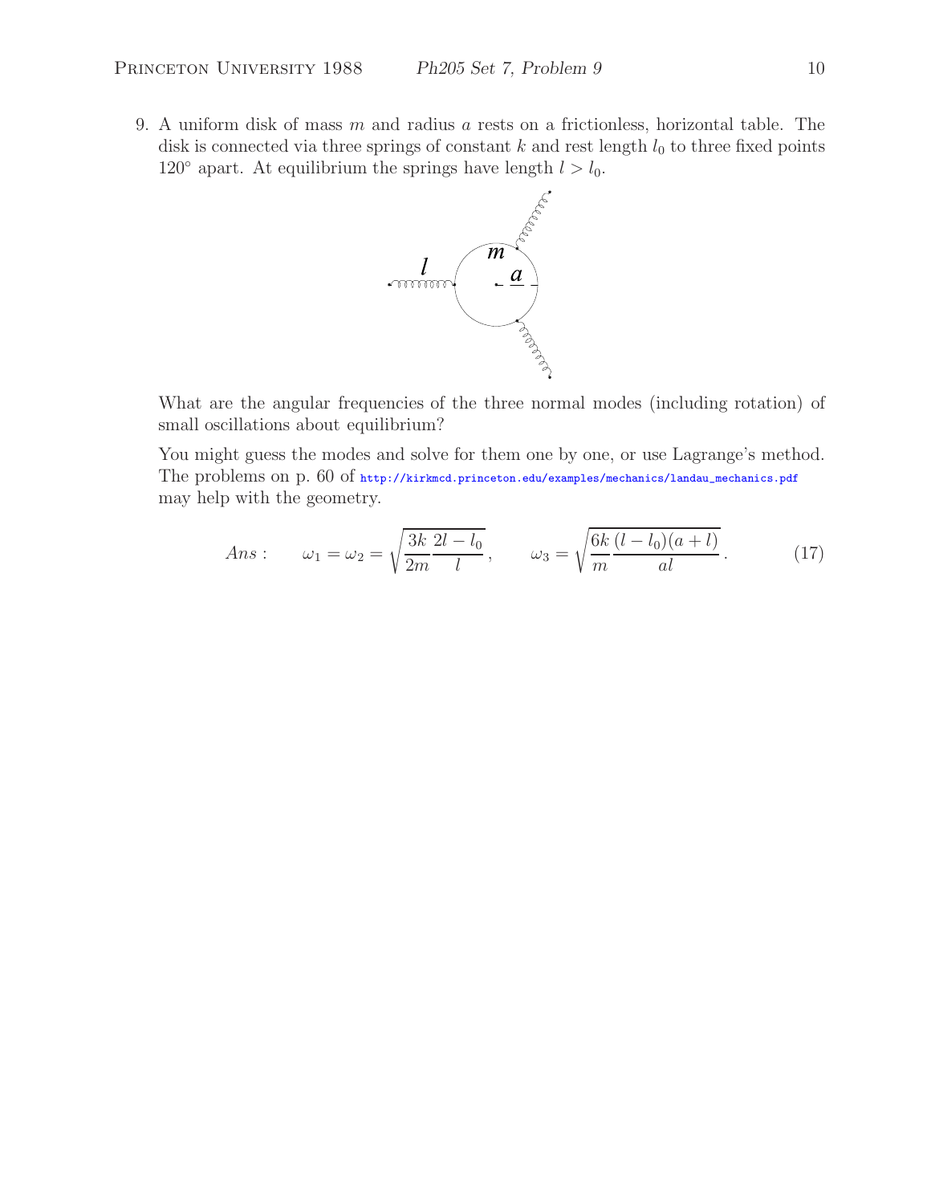9. A uniform disk of mass $m$ and radius $a$ rests on a frictionless, horizontal table. The disk is connected via three springs of constant $k$ and rest length $l_0$ to three fixed points 120° apart. At equilibrium the springs have length $l > l_0$.

$l$

$m$

$a$

What are the angular frequencies of the three normal modes (including rotation) of small oscillations about equilibrium?

You might guess the modes and solve for them one by one, or use Lagrange's method. The problems on p. 60 of http://kirkmcd.princeton.edu/examples/mechanics/landau_mechanics.pdf may help with the geometry.

$$Ans: \qquad \omega_1 = \omega_2 = \sqrt{\frac{3k}{2m}\frac{2l - l_0}{l}}, \qquad \omega_3 = \sqrt{\frac{6k}{m}\frac{(l - l_0)(a + l)}{al}}. \tag{17}$$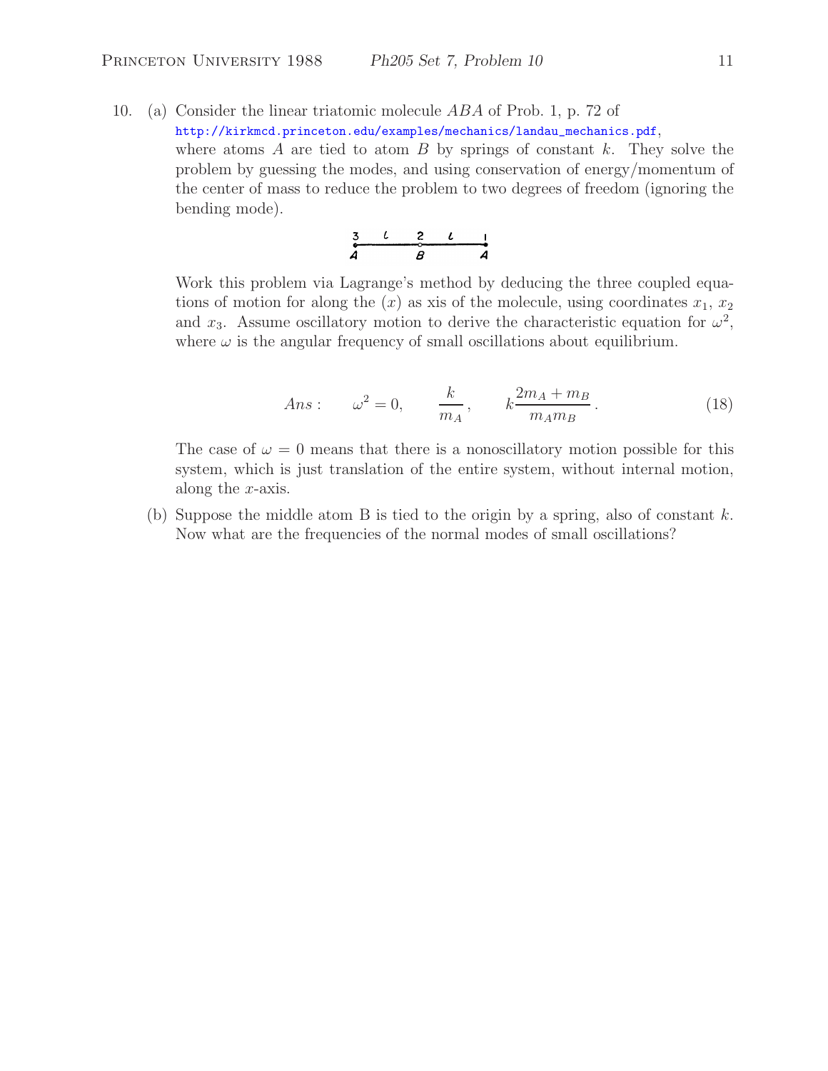10. (a) Consider the linear triatomic molecule $ABA$ of Prob. 1, p. 72 of http://kirkmcd.princeton.edu/examples/mechanics/landau_mechanics.pdf, where atoms $A$ are tied to atom $B$ by springs of constant $k$. They solve the problem by guessing the modes, and using conservation of energy/momentum of the center of mass to reduce the problem to two degrees of freedom (ignoring the bending mode).

3 $l$ 2 $l$ 1
A B A

Work this problem via Lagrange's method by deducing the three coupled equations of motion for along the ($x$) as xis of the molecule, using coordinates $x_1$, $x_2$ and $x_3$. Assume oscillatory motion to derive the characteristic equation for $\omega^2$, where $\omega$ is the angular frequency of small oscillations about equilibrium.

$$Ans: \qquad \omega^2 = 0, \qquad \frac{k}{m_A}, \qquad k\frac{2m_A + m_B}{m_A m_B}. \tag{18}$$

The case of $\omega = 0$ means that there is a nonoscillatory motion possible for this system, which is just translation of the entire system, without internal motion, along the $x$-axis.

(b) Suppose the middle atom B is tied to the origin by a spring, also of constant $k$. Now what are the frequencies of the normal modes of small oscillations?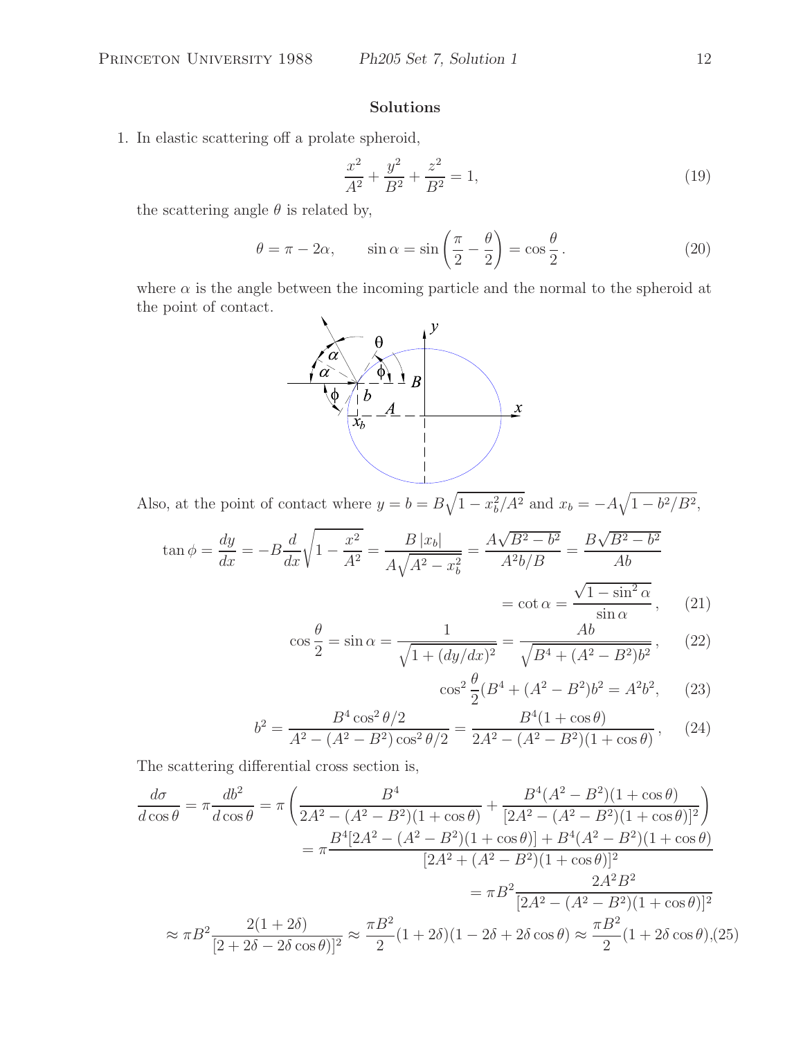**Solutions**

1. In elastic scattering off a prolate spheroid,

$$\frac{x^2}{A^2} + \frac{y^2}{B^2} + \frac{z^2}{B^2} = 1, \tag{19}$$

the scattering angle $\theta$ is related by,

$$\theta = \pi - 2\alpha, \qquad \sin\alpha = \sin\left(\frac{\pi}{2} - \frac{\theta}{2}\right) = \cos\frac{\theta}{2}. \tag{20}$$

where $\alpha$ is the angle between the incoming particle and the normal to the spheroid at the point of contact.

$\alpha$
$\alpha$
$\theta$
$\phi$
$\phi$
$y$
$B$
$b$
$A$
$x$
$x_b$

Also, at the point of contact where $y = b = B\sqrt{1 - x_b^2/A^2}$ and $x_b = -A\sqrt{1 - b^2/B^2}$,

$$\tan\phi = \frac{dy}{dx} = -B\frac{d}{dx}\sqrt{1 - \frac{x^2}{A^2}} = \frac{B\,|x_b|}{A\sqrt{A^2 - x_b^2}} = \frac{A\sqrt{B^2 - b^2}}{A^2 b/B} = \frac{B\sqrt{B^2 - b^2}}{Ab}$$

$$= \cot\alpha = \frac{\sqrt{1 - \sin^2\alpha}}{\sin\alpha}, \tag{21}$$

$$\cos\frac{\theta}{2} = \sin\alpha = \frac{1}{\sqrt{1 + (dy/dx)^2}} = \frac{Ab}{\sqrt{B^4 + (A^2 - B^2)b^2}}, \tag{22}$$

$$\cos^2\frac{\theta}{2}(B^4 + (A^2 - B^2)b^2 = A^2 b^2, \tag{23}$$

$$b^2 = \frac{B^4\cos^2\theta/2}{A^2 - (A^2 - B^2)\cos^2\theta/2} = \frac{B^4(1 + \cos\theta)}{2A^2 - (A^2 - B^2)(1 + \cos\theta)}, \tag{24}$$

The scattering differential cross section is,

$$\frac{d\sigma}{d\cos\theta} = \pi\frac{db^2}{d\cos\theta} = \pi\left(\frac{B^4}{2A^2 - (A^2 - B^2)(1 + \cos\theta)} + \frac{B^4(A^2 - B^2)(1 + \cos\theta)}{[2A^2 - (A^2 - B^2)(1 + \cos\theta)]^2}\right)$$

$$= \pi\frac{B^4[2A^2 - (A^2 - B^2)(1 + \cos\theta)] + B^4(A^2 - B^2)(1 + \cos\theta)}{[2A^2 + (A^2 - B^2)(1 + \cos\theta)]^2}$$

$$= \pi B^2\frac{2A^2 B^2}{[2A^2 - (A^2 - B^2)(1 + \cos\theta)]^2}$$

$$\approx \pi B^2\frac{2(1 + 2\delta)}{[2 + 2\delta - 2\delta\cos\theta)]^2} \approx \frac{\pi B^2}{2}(1 + 2\delta)(1 - 2\delta + 2\delta\cos\theta) \approx \frac{\pi B^2}{2}(1 + 2\delta\cos\theta), \tag{25}$$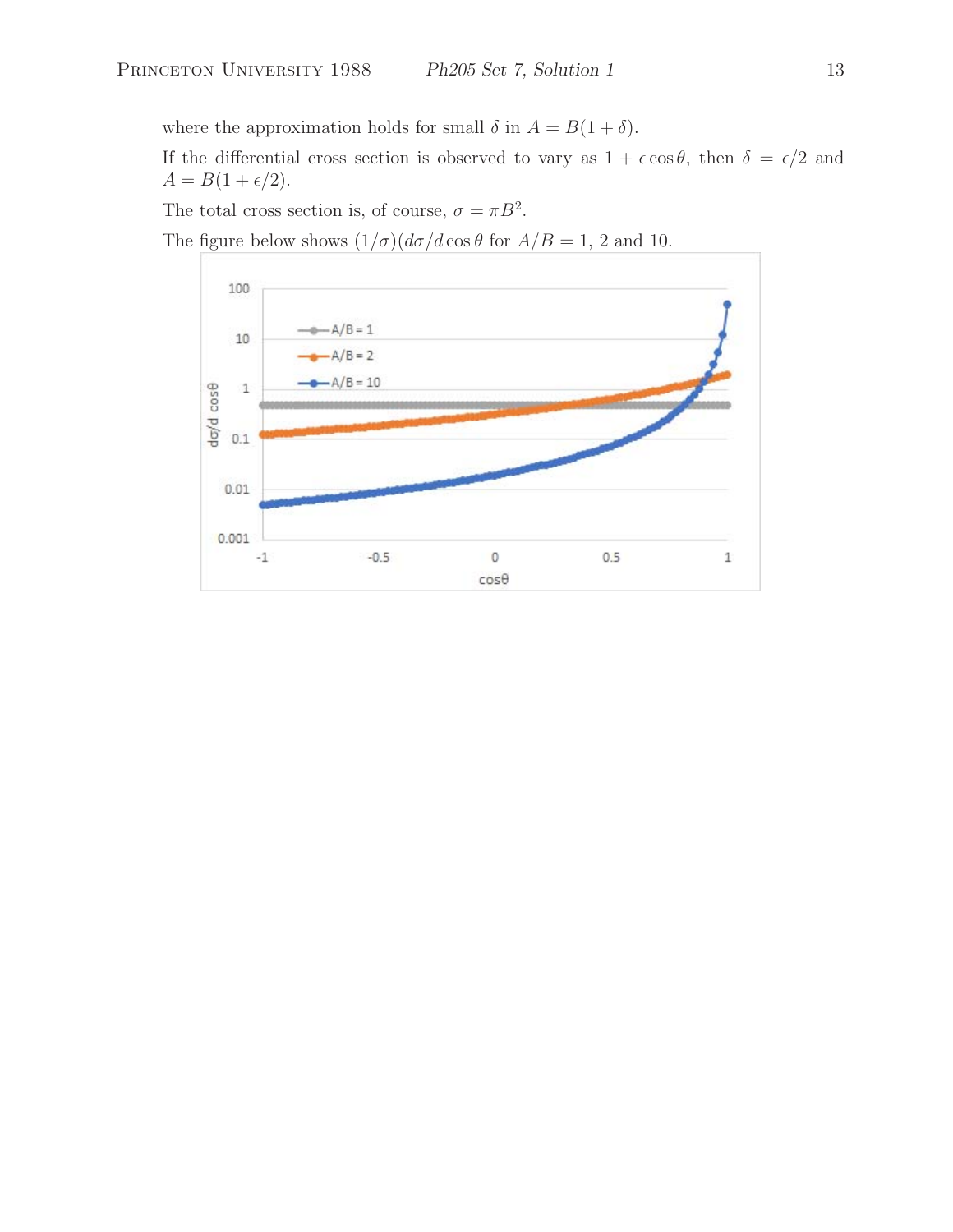where the approximation holds for small $\delta$ in $A = B(1 + \delta)$.

If the differential cross section is observed to vary as $1 + \epsilon \cos\theta$, then $\delta = \epsilon/2$ and $A = B(1 + \epsilon/2)$.

The total cross section is, of course, $\sigma = \pi B^2$.

The figure below shows $(1/\sigma)(d\sigma/d\cos\theta$ for $A/B = 1$, 2 and 10.

100
10
1
0.1
0.01
0.001

dσ/d cosθ

A/B = 1
A/B = 2
A/B = 10

-1
-0.5
0
0.5
1

cosθ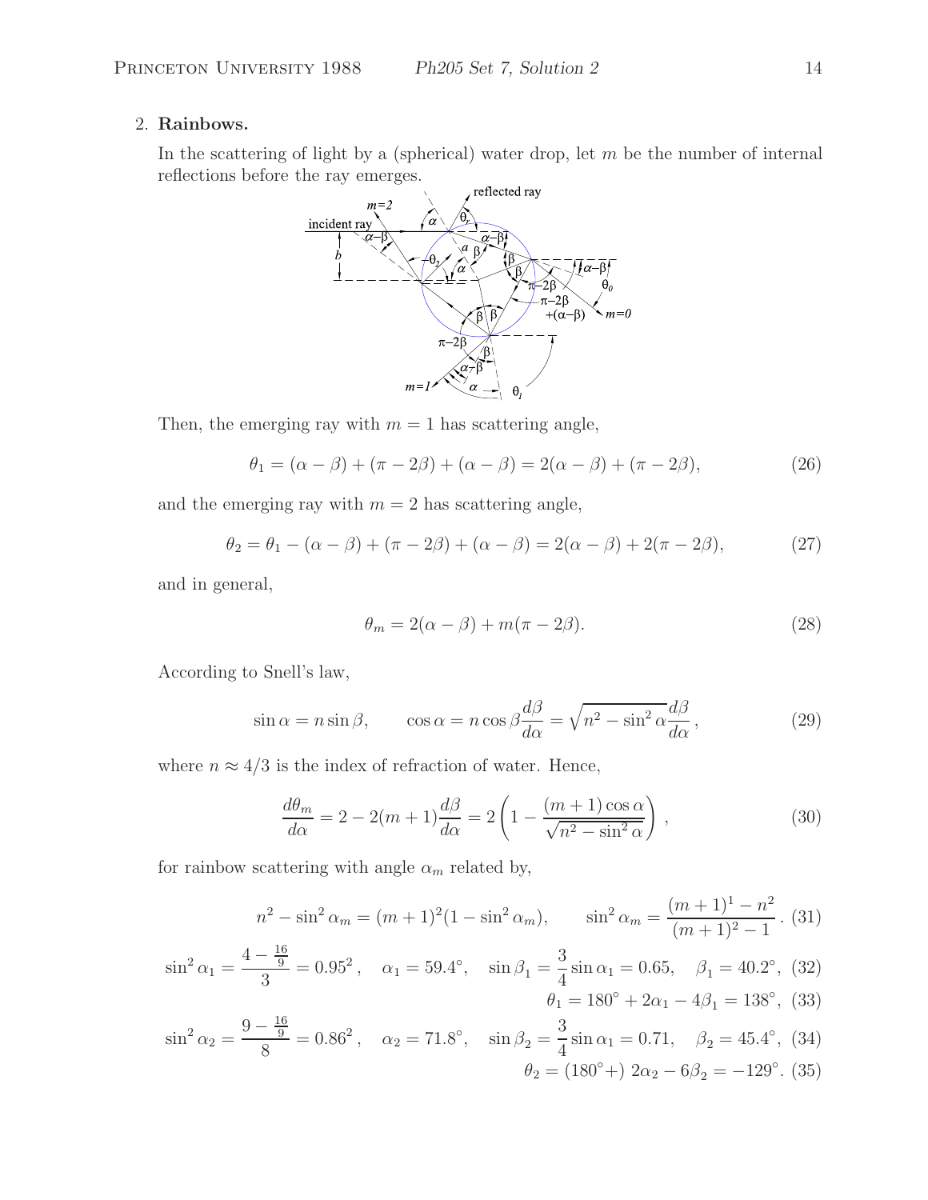2. **Rainbows.**

In the scattering of light by a (spherical) water drop, let $m$ be the number of internal reflections before the ray emerges.

m=2

incident ray

reflected ray

$\alpha$

$\theta_r$

$\alpha-\beta$

$b$

$-\theta_2$

$a$

$\beta$

$\alpha$

$\beta$

$\beta$

$\alpha-\beta$

$\theta_0$

$\pi-2\beta$

$\pi-2\beta$

$+(\alpha-\beta)$

m=0

$\beta$ $\beta$

$\pi-2\beta$

$\beta$

$\alpha-\beta$

m=1

$\alpha$

$\theta_1$

Then, the emerging ray with $m = 1$ has scattering angle,

$$\theta_1 = (\alpha - \beta) + (\pi - 2\beta) + (\alpha - \beta) = 2(\alpha - \beta) + (\pi - 2\beta), \tag{26}$$

and the emerging ray with $m = 2$ has scattering angle,

$$\theta_2 = \theta_1 - (\alpha - \beta) + (\pi - 2\beta) + (\alpha - \beta) = 2(\alpha - \beta) + 2(\pi - 2\beta), \tag{27}$$

and in general,

$$\theta_m = 2(\alpha - \beta) + m(\pi - 2\beta). \tag{28}$$

According to Snell's law,

$$\sin\alpha = n\sin\beta, \qquad \cos\alpha = n\cos\beta\frac{d\beta}{d\alpha} = \sqrt{n^2 - \sin^2\alpha}\frac{d\beta}{d\alpha}\,, \tag{29}$$

where $n \approx 4/3$ is the index of refraction of water. Hence,

$$\frac{d\theta_m}{d\alpha} = 2 - 2(m+1)\frac{d\beta}{d\alpha} = 2\left(1 - \frac{(m+1)\cos\alpha}{\sqrt{n^2 - \sin^2\alpha}}\right)\,, \tag{30}$$

for rainbow scattering with angle $\alpha_m$ related by,

$$n^2 - \sin^2\alpha_m = (m+1)^2(1 - \sin^2\alpha_m), \qquad \sin^2\alpha_m = \frac{(m+1)^1 - n^2}{(m+1)^2 - 1}\,. \tag{31}$$

$$\sin^2\alpha_1 = \frac{4 - \frac{16}{9}}{3} = 0.95^2\,, \quad \alpha_1 = 59.4^\circ, \quad \sin\beta_1 = \frac{3}{4}\sin\alpha_1 = 0.65, \quad \beta_1 = 40.2^\circ, \tag{32}$$

$$\theta_1 = 180^\circ + 2\alpha_1 - 4\beta_1 = 138^\circ, \tag{33}$$

$$\sin^2\alpha_2 = \frac{9 - \frac{16}{9}}{8} = 0.86^2\,, \quad \alpha_2 = 71.8^\circ, \quad \sin\beta_2 = \frac{3}{4}\sin\alpha_1 = 0.71, \quad \beta_2 = 45.4^\circ, \tag{34}$$

$$\theta_2 = (180^\circ +)\ 2\alpha_2 - 6\beta_2 = -129^\circ. \tag{35}$$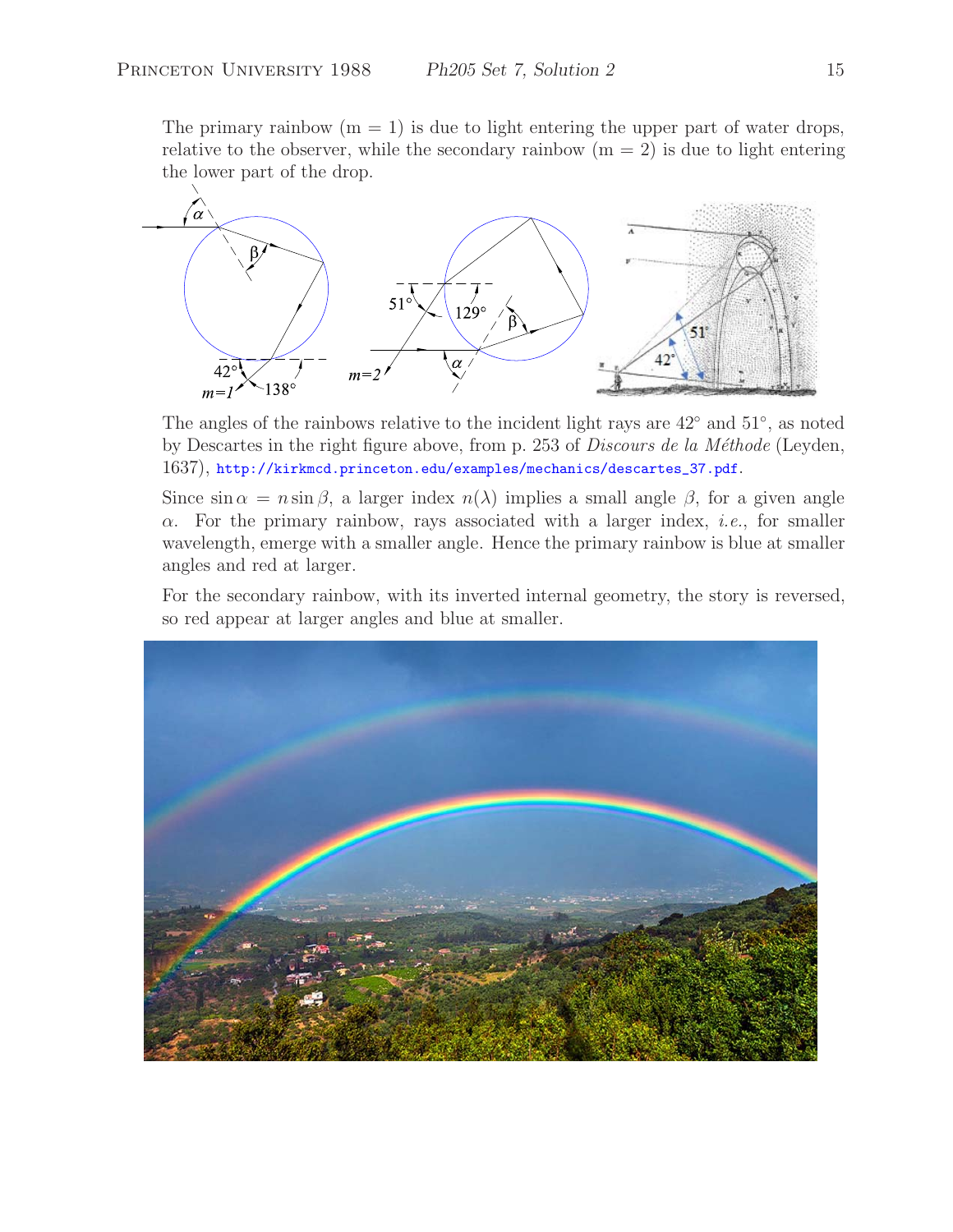The primary rainbow (m = 1) is due to light entering the upper part of water drops, relative to the observer, while the secondary rainbow (m = 2) is due to light entering the lower part of the drop.

α
β
42°
m=1
138°
51°
129°
β
α
m=2
51°
42°

The angles of the rainbows relative to the incident light rays are 42° and 51°, as noted by Descartes in the right figure above, from p. 253 of *Discours de la Méthode* (Leyden, 1637), http://kirkmcd.princeton.edu/examples/mechanics/descartes_37.pdf.

Since $\sin\alpha = n \sin\beta$, a larger index $n(\lambda)$ implies a small angle $\beta$, for a given angle $\alpha$. For the primary rainbow, rays associated with a larger index, *i.e.*, for smaller wavelength, emerge with a smaller angle. Hence the primary rainbow is blue at smaller angles and red at larger.

For the secondary rainbow, with its inverted internal geometry, the story is reversed, so red appear at larger angles and blue at smaller.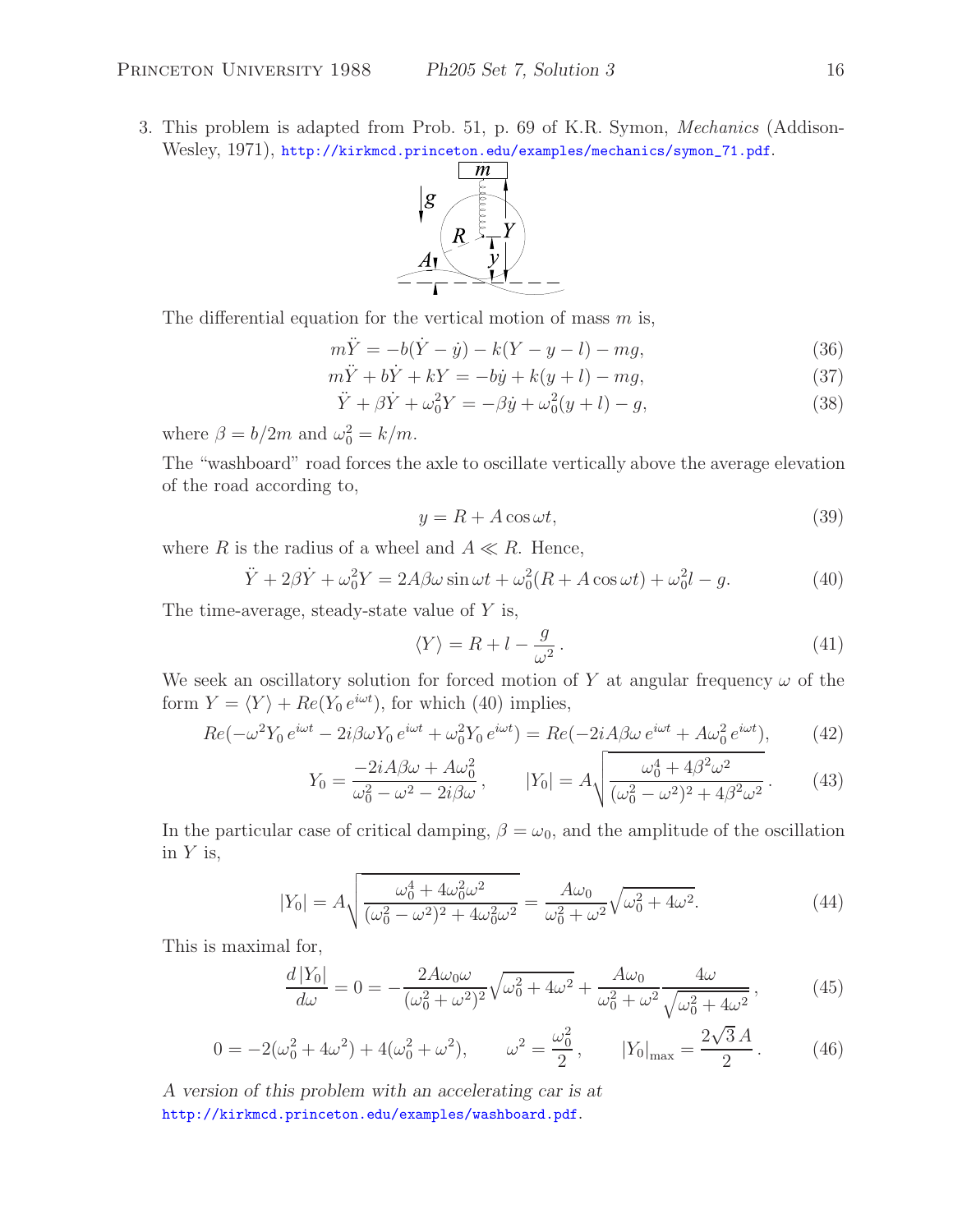3. This problem is adapted from Prob. 51, p. 69 of K.R. Symon, *Mechanics* (Addison-Wesley, 1971), http://kirkmcd.princeton.edu/examples/mechanics/symon_71.pdf.

m
g
R
Y
A
y

The differential equation for the vertical motion of mass $m$ is,

$$m\ddot{Y} = -b(\dot{Y} - \dot{y}) - k(Y - y - l) - mg, \tag{36}$$

$$m\ddot{Y} + b\dot{Y} + kY = -b\dot{y} + k(y + l) - mg, \tag{37}$$

$$\ddot{Y} + \beta\dot{Y} + \omega_0^2 Y = -\beta\dot{y} + \omega_0^2(y + l) - g, \tag{38}$$

where $\beta = b/2m$ and $\omega_0^2 = k/m$.

The "washboard" road forces the axle to oscillate vertically above the average elevation of the road according to,

$$y = R + A\cos\omega t, \tag{39}$$

where $R$ is the radius of a wheel and $A \ll R$. Hence,

$$\ddot{Y} + 2\beta\dot{Y} + \omega_0^2 Y = 2A\beta\omega\sin\omega t + \omega_0^2(R + A\cos\omega t) + \omega_0^2 l - g. \tag{40}$$

The time-average, steady-state value of $Y$ is,

$$\langle Y \rangle = R + l - \frac{g}{\omega^2}\,. \tag{41}$$

We seek an oscillatory solution for forced motion of $Y$ at angular frequency $\omega$ of the form $Y = \langle Y \rangle + Re(Y_0\, e^{i\omega t})$, for which (40) implies,

$$Re(-\omega^2 Y_0\, e^{i\omega t} - 2i\beta\omega Y_0\, e^{i\omega t} + \omega_0^2 Y_0\, e^{i\omega t}) = Re(-2iA\beta\omega\, e^{i\omega t} + A\omega_0^2\, e^{i\omega t}), \tag{42}$$

$$Y_0 = \frac{-2iA\beta\omega + A\omega_0^2}{\omega_0^2 - \omega^2 - 2i\beta\omega}\,, \qquad |Y_0| = A\sqrt{\frac{\omega_0^4 + 4\beta^2\omega^2}{(\omega_0^2 - \omega^2)^2 + 4\beta^2\omega^2}}\,. \tag{43}$$

In the particular case of critical damping, $\beta = \omega_0$, and the amplitude of the oscillation in $Y$ is,

$$|Y_0| = A\sqrt{\frac{\omega_0^4 + 4\omega_0^2\omega^2}{(\omega_0^2 - \omega^2)^2 + 4\omega_0^2\omega^2}} = \frac{A\omega_0}{\omega_0^2 + \omega^2}\sqrt{\omega_0^2 + 4\omega^2}. \tag{44}$$

This is maximal for,

$$\frac{d\,|Y_0|}{d\omega} = 0 = -\frac{2A\omega_0\omega}{(\omega_0^2 + \omega^2)^2}\sqrt{\omega_0^2 + 4\omega^2} + \frac{A\omega_0}{\omega_0^2 + \omega^2}\frac{4\omega}{\sqrt{\omega_0^2 + 4\omega^2}}\,, \tag{45}$$

$$0 = -2(\omega_0^2 + 4\omega^2) + 4(\omega_0^2 + \omega^2), \qquad \omega^2 = \frac{\omega_0^2}{2}\,, \qquad |Y_0|_{\max} = \frac{2\sqrt{3}\,A}{2}\,. \tag{46}$$

*A version of this problem with an accelerating car is at* http://kirkmcd.princeton.edu/examples/washboard.pdf.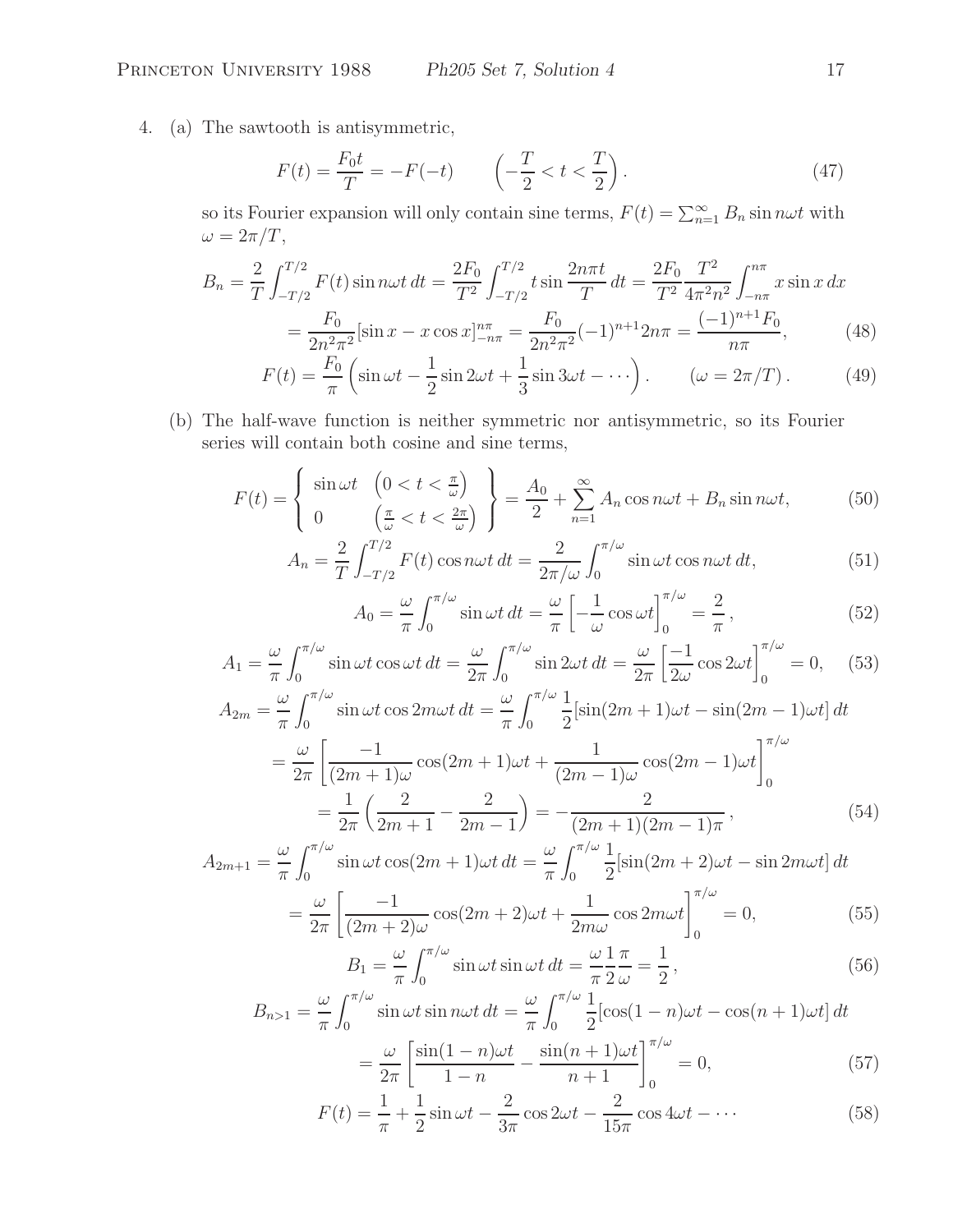4. (a) The sawtooth is antisymmetric,

$$F(t) = \frac{F_0 t}{T} = -F(-t) \qquad \left(-\frac{T}{2} < t < \frac{T}{2}\right). \tag{47}$$

so its Fourier expansion will only contain sine terms, $F(t) = \sum_{n=1}^{\infty} B_n \sin n\omega t$ with $\omega = 2\pi/T$,

$$B_n = \frac{2}{T}\int_{-T/2}^{T/2} F(t)\sin n\omega t\, dt = \frac{2F_0}{T^2}\int_{-T/2}^{T/2} t \sin\frac{2n\pi t}{T}\, dt = \frac{2F_0}{T^2}\frac{T^2}{4\pi^2 n^2}\int_{-n\pi}^{n\pi} x\sin x\, dx$$

$$= \frac{F_0}{2n^2\pi^2}[\sin x - x\cos x]_{-n\pi}^{n\pi} = \frac{F_0}{2n^2\pi^2}(-1)^{n+1}2n\pi = \frac{(-1)^{n+1}F_0}{n\pi}, \tag{48}$$

$$F(t) = \frac{F_0}{\pi}\left(\sin\omega t - \frac{1}{2}\sin 2\omega t + \frac{1}{3}\sin 3\omega t - \cdots\right). \qquad (\omega = 2\pi/T). \tag{49}$$

(b) The half-wave function is neither symmetric nor antisymmetric, so its Fourier series will contain both cosine and sine terms,

$$F(t) = \left\{\begin{array}{ll} \sin\omega t & \left(0 < t < \frac{\pi}{\omega}\right) \\ 0 & \left(\frac{\pi}{\omega} < t < \frac{2\pi}{\omega}\right) \end{array}\right\} = \frac{A_0}{2} + \sum_{n=1}^{\infty} A_n\cos n\omega t + B_n \sin n\omega t, \tag{50}$$

$$A_n = \frac{2}{T}\int_{-T/2}^{T/2} F(t)\cos n\omega t\, dt = \frac{2}{2\pi/\omega}\int_0^{\pi/\omega}\sin\omega t\cos n\omega t\, dt, \tag{51}$$

$$A_0 = \frac{\omega}{\pi}\int_0^{\pi/\omega}\sin\omega t\, dt = \frac{\omega}{\pi}\left[-\frac{1}{\omega}\cos\omega t\right]_0^{\pi/\omega} = \frac{2}{\pi}, \tag{52}$$

$$A_1 = \frac{\omega}{\pi}\int_0^{\pi/\omega}\sin\omega t\cos\omega t\, dt = \frac{\omega}{2\pi}\int_0^{\pi/\omega}\sin 2\omega t\, dt = \frac{\omega}{2\pi}\left[\frac{-1}{2\omega}\cos 2\omega t\right]_0^{\pi/\omega} = 0, \tag{53}$$

$$A_{2m} = \frac{\omega}{\pi}\int_0^{\pi/\omega}\sin\omega t\cos 2m\omega t\, dt = \frac{\omega}{\pi}\int_0^{\pi/\omega}\frac{1}{2}[\sin(2m+1)\omega t - \sin(2m-1)\omega t]\, dt$$

$$= \frac{\omega}{2\pi}\left[\frac{-1}{(2m+1)\omega}\cos(2m+1)\omega t + \frac{1}{(2m-1)\omega}\cos(2m-1)\omega t\right]_0^{\pi/\omega}$$

$$= \frac{1}{2\pi}\left(\frac{2}{2m+1} - \frac{2}{2m-1}\right) = -\frac{2}{(2m+1)(2m-1)\pi}, \tag{54}$$

$$A_{2m+1} = \frac{\omega}{\pi}\int_0^{\pi/\omega}\sin\omega t\cos(2m+1)\omega t\, dt = \frac{\omega}{\pi}\int_0^{\pi/\omega}\frac{1}{2}[\sin(2m+2)\omega t - \sin 2m\omega t]\, dt$$

$$= \frac{\omega}{2\pi}\left[\frac{-1}{(2m+2)\omega}\cos(2m+2)\omega t + \frac{1}{2m\omega}\cos 2m\omega t\right]_0^{\pi/\omega} = 0, \tag{55}$$

$$B_1 = \frac{\omega}{\pi}\int_0^{\pi/\omega}\sin\omega t\sin\omega t\, dt = \frac{\omega}{\pi}\frac{1}{2}\frac{\pi}{\omega} = \frac{1}{2}, \tag{56}$$

$$B_{n>1} = \frac{\omega}{\pi}\int_0^{\pi/\omega}\sin\omega t\sin n\omega t\, dt = \frac{\omega}{\pi}\int_0^{\pi/\omega}\frac{1}{2}[\cos(1-n)\omega t - \cos(n+1)\omega t]\, dt$$

$$= \frac{\omega}{2\pi}\left[\frac{\sin(1-n)\omega t}{1-n} - \frac{\sin(n+1)\omega t}{n+1}\right]_0^{\pi/\omega} = 0, \tag{57}$$

$$F(t) = \frac{1}{\pi} + \frac{1}{2}\sin\omega t - \frac{2}{3\pi}\cos 2\omega t - \frac{2}{15\pi}\cos 4\omega t - \cdots \tag{58}$$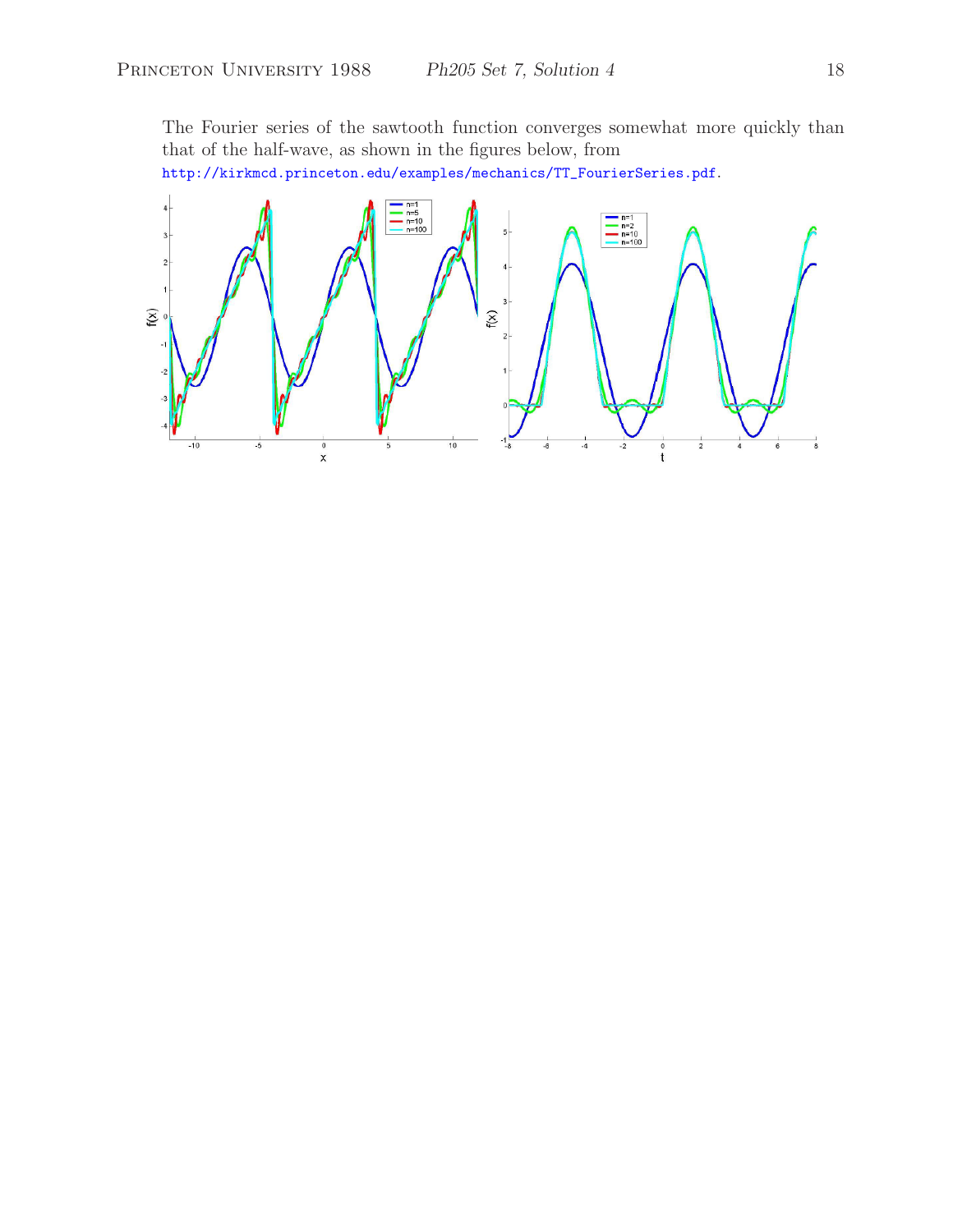The Fourier series of the sawtooth function converges somewhat more quickly than that of the half-wave, as shown in the figures below, from http://kirkmcd.princeton.edu/examples/mechanics/TT_FourierSeries.pdf.

n=1
n=5
n=10
n=100

f(x)

x

n=1
n=2
n=10
n=100

f(x)

t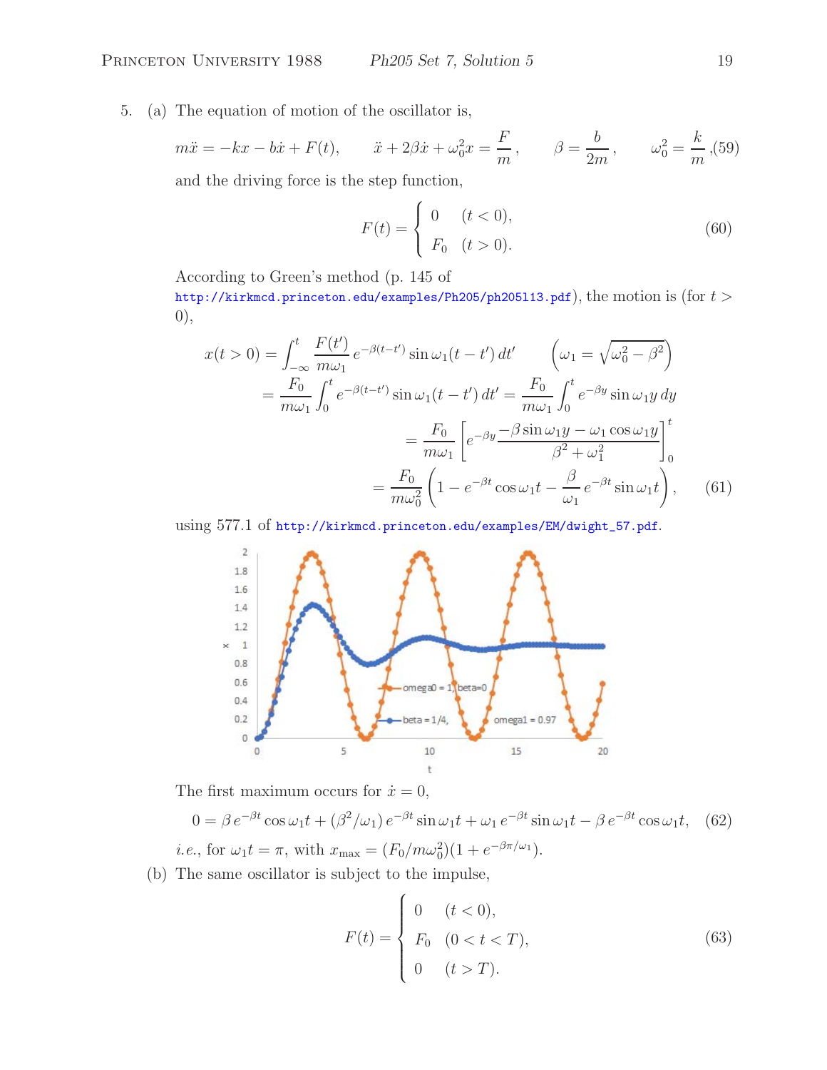5. (a) The equation of motion of the oscillator is,

$$m\ddot{x} = -kx - b\dot{x} + F(t), \qquad \ddot{x} + 2\beta\dot{x} + \omega_0^2 x = \frac{F}{m}, \qquad \beta = \frac{b}{2m}, \qquad \omega_0^2 = \frac{k}{m}, \tag{59}$$

and the driving force is the step function,

$$F(t) = \begin{cases} 0 & (t < 0), \\ F_0 & (t > 0). \end{cases} \tag{60}$$

According to Green's method (p. 145 of http://kirkmcd.princeton.edu/examples/Ph205/ph205l13.pdf), the motion is (for $t > 0$),

$$\begin{aligned}
x(t > 0) &= \int_{-\infty}^{t} \frac{F(t')}{m\omega_1} e^{-\beta(t-t')} \sin\omega_1(t - t')\, dt' \qquad \left(\omega_1 = \sqrt{\omega_0^2 - \beta^2}\right) \\
&= \frac{F_0}{m\omega_1} \int_0^t e^{-\beta(t-t')} \sin\omega_1(t-t')\, dt' = \frac{F_0}{m\omega_1} \int_0^t e^{-\beta y} \sin\omega_1 y\, dy \\
&= \frac{F_0}{m\omega_1} \left[ e^{-\beta y} \frac{-\beta \sin\omega_1 y - \omega_1 \cos\omega_1 y}{\beta^2 + \omega_1^2} \right]_0^t \\
&= \frac{F_0}{m\omega_0^2} \left( 1 - e^{-\beta t} \cos\omega_1 t - \frac{\beta}{\omega_1} e^{-\beta t} \sin\omega_1 t \right),
\end{aligned} \tag{61}$$

using 577.1 of http://kirkmcd.princeton.edu/examples/EM/dwight_57.pdf.

2
1.8
1.6
1.4
1.2
x 1
0.8
0.6
0.4
0.2
0
0 5 10 15 20
t
omega0 = 1, beta=0
beta = 1/4,
omega1 = 0.97

The first maximum occurs for $\dot{x} = 0$,

$$0 = \beta\, e^{-\beta t} \cos\omega_1 t + (\beta^2/\omega_1)\, e^{-\beta t} \sin\omega_1 t + \omega_1\, e^{-\beta t} \sin\omega_1 t - \beta\, e^{-\beta t} \cos\omega_1 t, \tag{62}$$

*i.e.*, for $\omega_1 t = \pi$, with $x_{\max} = (F_0/m\omega_0^2)(1 + e^{-\beta\pi/\omega_1})$.

(b) The same oscillator is subject to the impulse,

$$F(t) = \begin{cases} 0 & (t < 0), \\ F_0 & (0 < t < T), \\ 0 & (t > T). \end{cases} \tag{63}$$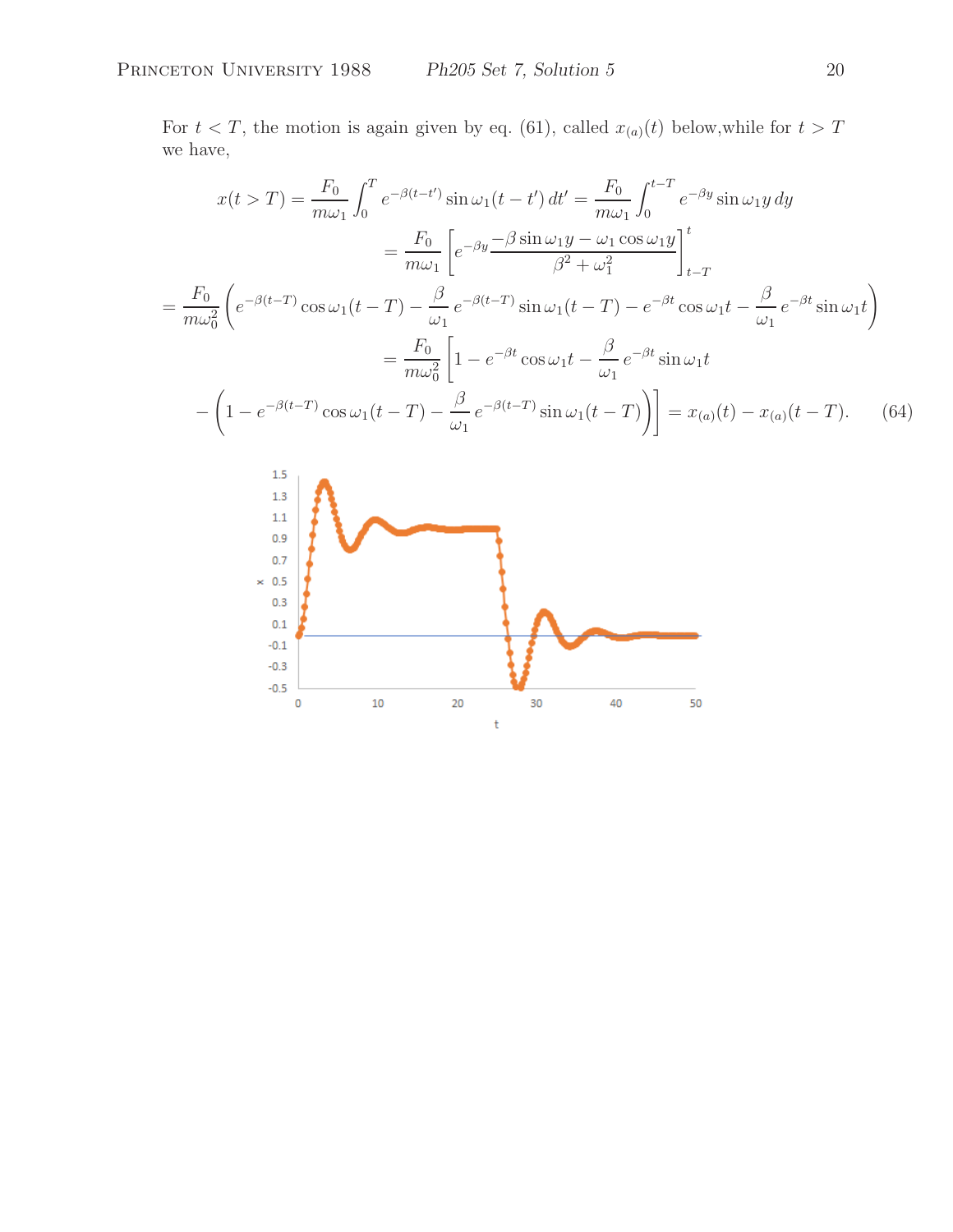For $t < T$, the motion is again given by eq. (61), called $x_{(a)}(t)$ below,while for $t > T$ we have,

$$
\begin{aligned}
x(t > T) &= \frac{F_0}{m\omega_1} \int_0^T e^{-\beta(t-t')} \sin \omega_1 (t - t')\, dt' = \frac{F_0}{m\omega_1} \int_0^{t-T} e^{-\beta y} \sin \omega_1 y\, dy \\
&= \frac{F_0}{m\omega_1} \left[ e^{-\beta y} \frac{-\beta \sin \omega_1 y - \omega_1 \cos \omega_1 y}{\beta^2 + \omega_1^2} \right]_{t-T}^{t} \\
&= \frac{F_0}{m\omega_0^2} \left( e^{-\beta(t-T)} \cos \omega_1 (t - T) - \frac{\beta}{\omega_1} e^{-\beta(t-T)} \sin \omega_1 (t - T) - e^{-\beta t} \cos \omega_1 t - \frac{\beta}{\omega_1} e^{-\beta t} \sin \omega_1 t \right) \\
&= \frac{F_0}{m\omega_0^2} \left[ 1 - e^{-\beta t} \cos \omega_1 t - \frac{\beta}{\omega_1} e^{-\beta t} \sin \omega_1 t \right. \\
&\quad \left. - \left( 1 - e^{-\beta(t-T)} \cos \omega_1 (t - T) - \frac{\beta}{\omega_1} e^{-\beta(t-T)} \sin \omega_1 (t - T) \right) \right] = x_{(a)}(t) - x_{(a)}(t - T). \qquad (64)
\end{aligned}
$$

1.5
1.3
1.1
0.9
0.7
x 0.5
0.3
0.1
-0.1
-0.3
-0.5
0 10 20 30 40 50
t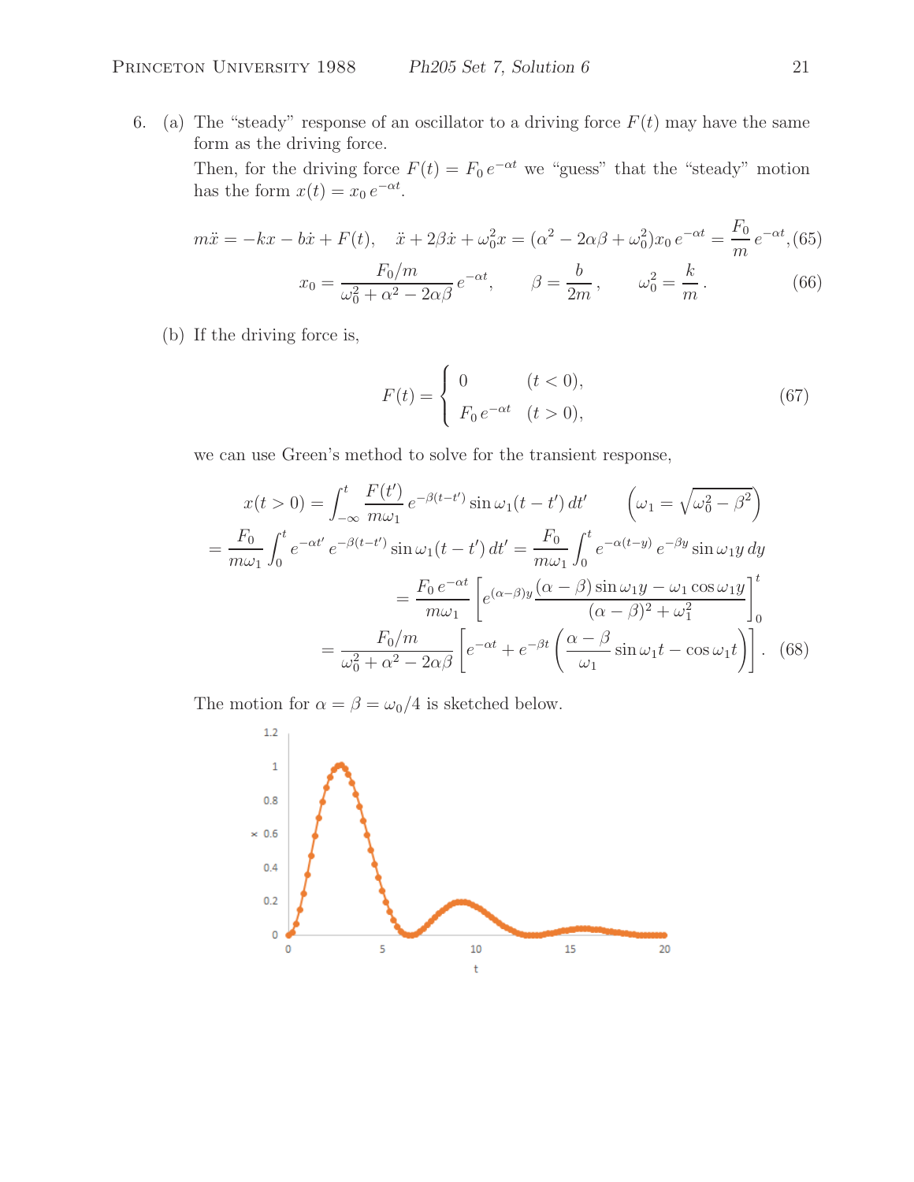6. (a) The "steady" response of an oscillator to a driving force $F(t)$ may have the same form as the driving force.

   Then, for the driving force $F(t) = F_0\, e^{-\alpha t}$ we "guess" that the "steady" motion has the form $x(t) = x_0\, e^{-\alpha t}$.

$$m\ddot{x} = -kx - b\dot{x} + F(t), \quad \ddot{x} + 2\beta\dot{x} + \omega_0^2 x = (\alpha^2 - 2\alpha\beta + \omega_0^2)x_0\, e^{-\alpha t} = \frac{F_0}{m}\, e^{-\alpha t}, \tag{65}$$

$$x_0 = \frac{F_0/m}{\omega_0^2 + \alpha^2 - 2\alpha\beta}\, e^{-\alpha t}, \qquad \beta = \frac{b}{2m}, \qquad \omega_0^2 = \frac{k}{m}. \tag{66}$$

   (b) If the driving force is,

$$F(t) = \begin{cases} 0 & (t < 0), \\ F_0\, e^{-\alpha t} & (t > 0), \end{cases} \tag{67}$$

   we can use Green's method to solve for the transient response,

$$x(t > 0) = \int_{-\infty}^{t} \frac{F(t')}{m\omega_1}\, e^{-\beta(t-t')} \sin\omega_1(t - t')\, dt' \qquad \left(\omega_1 = \sqrt{\omega_0^2 - \beta^2}\right)$$

$$= \frac{F_0}{m\omega_1} \int_0^t e^{-\alpha t'}\, e^{-\beta(t-t')} \sin\omega_1(t - t')\, dt' = \frac{F_0}{m\omega_1} \int_0^t e^{-\alpha(t-y)}\, e^{-\beta y} \sin\omega_1 y\, dy$$

$$= \frac{F_0\, e^{-\alpha t}}{m\omega_1} \left[ e^{(\alpha-\beta)y} \frac{(\alpha - \beta)\sin\omega_1 y - \omega_1 \cos\omega_1 y}{(\alpha - \beta)^2 + \omega_1^2} \right]_0^t$$

$$= \frac{F_0/m}{\omega_0^2 + \alpha^2 - 2\alpha\beta} \left[ e^{-\alpha t} + e^{-\beta t} \left( \frac{\alpha - \beta}{\omega_1} \sin\omega_1 t - \cos\omega_1 t \right) \right]. \tag{68}$$

   The motion for $\alpha = \beta = \omega_0/4$ is sketched below.

1.2
1
0.8
x 0.6
0.4
0.2
0
0 5 10 15 20
t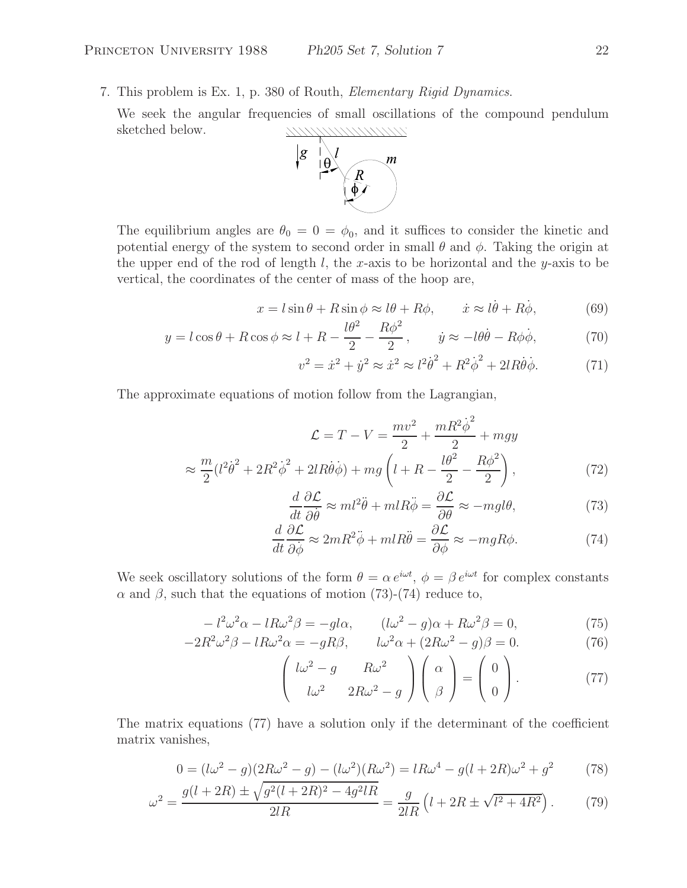7. This problem is Ex. 1, p. 380 of Routh, *Elementary Rigid Dynamics*.

We seek the angular frequencies of small oscillations of the compound pendulum sketched below.

g
l
θ
m
R
ϕ

The equilibrium angles are $\theta_0 = 0 = \phi_0$, and it suffices to consider the kinetic and potential energy of the system to second order in small $\theta$ and $\phi$. Taking the origin at the upper end of the rod of length $l$, the $x$-axis to be horizontal and the $y$-axis to be vertical, the coordinates of the center of mass of the hoop are,

$$x = l \sin\theta + R \sin\phi \approx l\theta + R\phi, \qquad \dot{x} \approx l\dot{\theta} + R\dot{\phi}, \tag{69}$$

$$y = l\cos\theta + R\cos\phi \approx l + R - \frac{l\theta^2}{2} - \frac{R\phi^2}{2}, \qquad \dot{y} \approx -l\theta\dot{\theta} - R\phi\dot{\phi}, \tag{70}$$

$$v^2 = \dot{x}^2 + \dot{y}^2 \approx \dot{x}^2 \approx l^2\dot{\theta}^2 + R^2\dot{\phi}^2 + 2lR\dot{\theta}\dot{\phi}. \tag{71}$$

The approximate equations of motion follow from the Lagrangian,

$$\mathcal{L} = T - V = \frac{mv^2}{2} + \frac{mR^2\dot{\phi}^2}{2} + mgy$$

$$\approx \frac{m}{2}(l^2\dot{\theta}^2 + 2R^2\dot{\phi}^2 + 2lR\dot{\theta}\dot{\phi}) + mg\left(l + R - \frac{l\theta^2}{2} - \frac{R\phi^2}{2}\right), \tag{72}$$

$$\frac{d}{dt}\frac{\partial \mathcal{L}}{\partial \dot{\theta}} \approx ml^2\ddot{\theta} + mlR\ddot{\phi} = \frac{\partial \mathcal{L}}{\partial \theta} \approx -mgl\theta, \tag{73}$$

$$\frac{d}{dt}\frac{\partial \mathcal{L}}{\partial \dot{\phi}} \approx 2mR^2\ddot{\phi} + mlR\ddot{\theta} = \frac{\partial \mathcal{L}}{\partial \phi} \approx -mgR\phi. \tag{74}$$

We seek oscillatory solutions of the form $\theta = \alpha\, e^{i\omega t}$, $\phi = \beta\, e^{i\omega t}$ for complex constants $\alpha$ and $\beta$, such that the equations of motion (73)-(74) reduce to,

$$-l^2\omega^2\alpha - lR\omega^2\beta = -gl\alpha, \qquad (l\omega^2 - g)\alpha + R\omega^2\beta = 0, \tag{75}$$

$$-2R^2\omega^2\beta - lR\omega^2\alpha = -gR\beta, \qquad l\omega^2\alpha + (2R\omega^2 - g)\beta = 0. \tag{76}$$

$$\begin{pmatrix} l\omega^2 - g & R\omega^2 \\ l\omega^2 & 2R\omega^2 - g \end{pmatrix} \begin{pmatrix} \alpha \\ \beta \end{pmatrix} = \begin{pmatrix} 0 \\ 0 \end{pmatrix}. \tag{77}$$

The matrix equations (77) have a solution only if the determinant of the coefficient matrix vanishes,

$$0 = (l\omega^2 - g)(2R\omega^2 - g) - (l\omega^2)(R\omega^2) = lR\omega^4 - g(l + 2R)\omega^2 + g^2 \tag{78}$$

$$\omega^2 = \frac{g(l + 2R) \pm \sqrt{g^2(l + 2R)^2 - 4g^2lR}}{2lR} = \frac{g}{2lR}\left(l + 2R \pm \sqrt{l^2 + 4R^2}\right). \tag{79}$$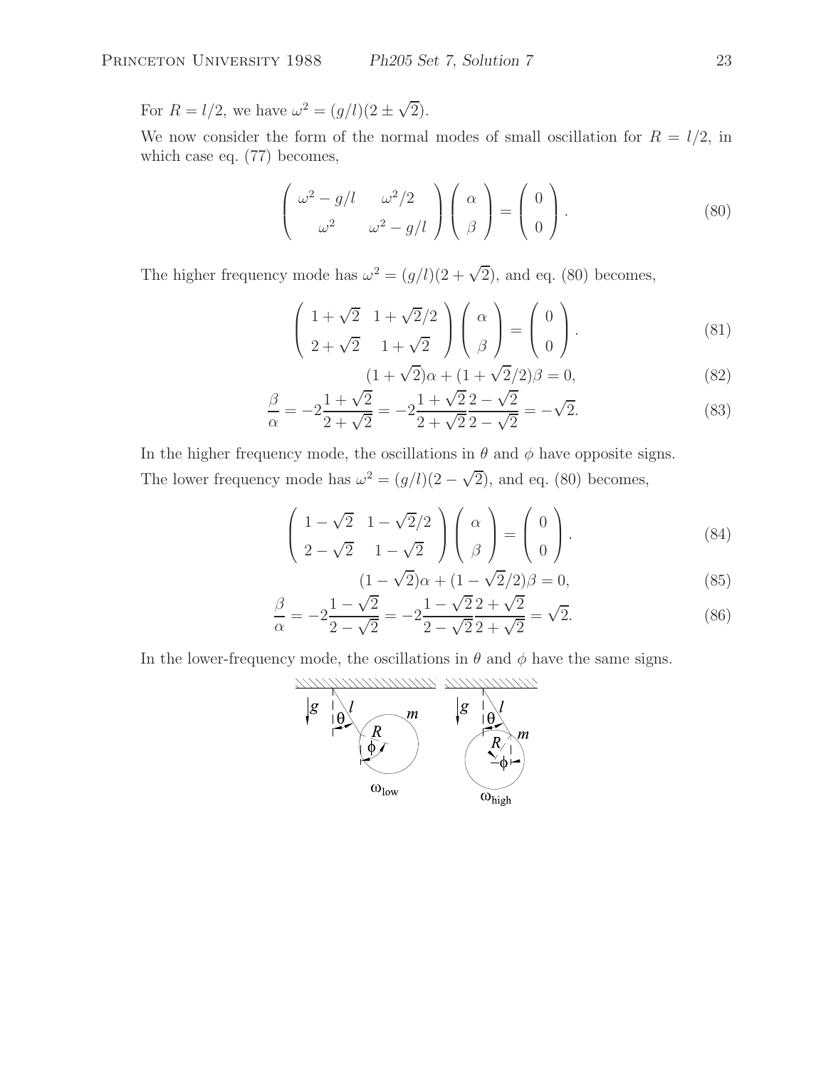For $R = l/2$, we have $\omega^2 = (g/l)(2 \pm \sqrt{2})$.

We now consider the form of the normal modes of small oscillation for $R = l/2$, in which case eq. (77) becomes,

$$\begin{pmatrix} \omega^2 - g/l & \omega^2/2 \\ \omega^2 & \omega^2 - g/l \end{pmatrix} \begin{pmatrix} \alpha \\ \beta \end{pmatrix} = \begin{pmatrix} 0 \\ 0 \end{pmatrix}. \tag{80}$$

The higher frequency mode has $\omega^2 = (g/l)(2 + \sqrt{2})$, and eq. (80) becomes,

$$\begin{pmatrix} 1+\sqrt{2} & 1+\sqrt{2}/2 \\ 2+\sqrt{2} & 1+\sqrt{2} \end{pmatrix} \begin{pmatrix} \alpha \\ \beta \end{pmatrix} = \begin{pmatrix} 0 \\ 0 \end{pmatrix}. \tag{81}$$

$$(1+\sqrt{2})\alpha + (1+\sqrt{2}/2)\beta = 0, \tag{82}$$

$$\frac{\beta}{\alpha} = -2\frac{1+\sqrt{2}}{2+\sqrt{2}} = -2\frac{1+\sqrt{2}}{2+\sqrt{2}}\frac{2-\sqrt{2}}{2-\sqrt{2}} = -\sqrt{2}. \tag{83}$$

In the higher frequency mode, the oscillations in $\theta$ and $\phi$ have opposite signs.

The lower frequency mode has $\omega^2 = (g/l)(2 - \sqrt{2})$, and eq. (80) becomes,

$$\begin{pmatrix} 1-\sqrt{2} & 1-\sqrt{2}/2 \\ 2-\sqrt{2} & 1-\sqrt{2} \end{pmatrix} \begin{pmatrix} \alpha \\ \beta \end{pmatrix} = \begin{pmatrix} 0 \\ 0 \end{pmatrix}. \tag{84}$$

$$(1-\sqrt{2})\alpha + (1-\sqrt{2}/2)\beta = 0, \tag{85}$$

$$\frac{\beta}{\alpha} = -2\frac{1-\sqrt{2}}{2-\sqrt{2}} = -2\frac{1-\sqrt{2}}{2-\sqrt{2}}\frac{2+\sqrt{2}}{2+\sqrt{2}} = \sqrt{2}. \tag{86}$$

In the lower-frequency mode, the oscillations in $\theta$ and $\phi$ have the same signs.

g l θ m R ϕ

$\omega_{\text{low}}$

g l θ m R −ϕ

$\omega_{\text{high}}$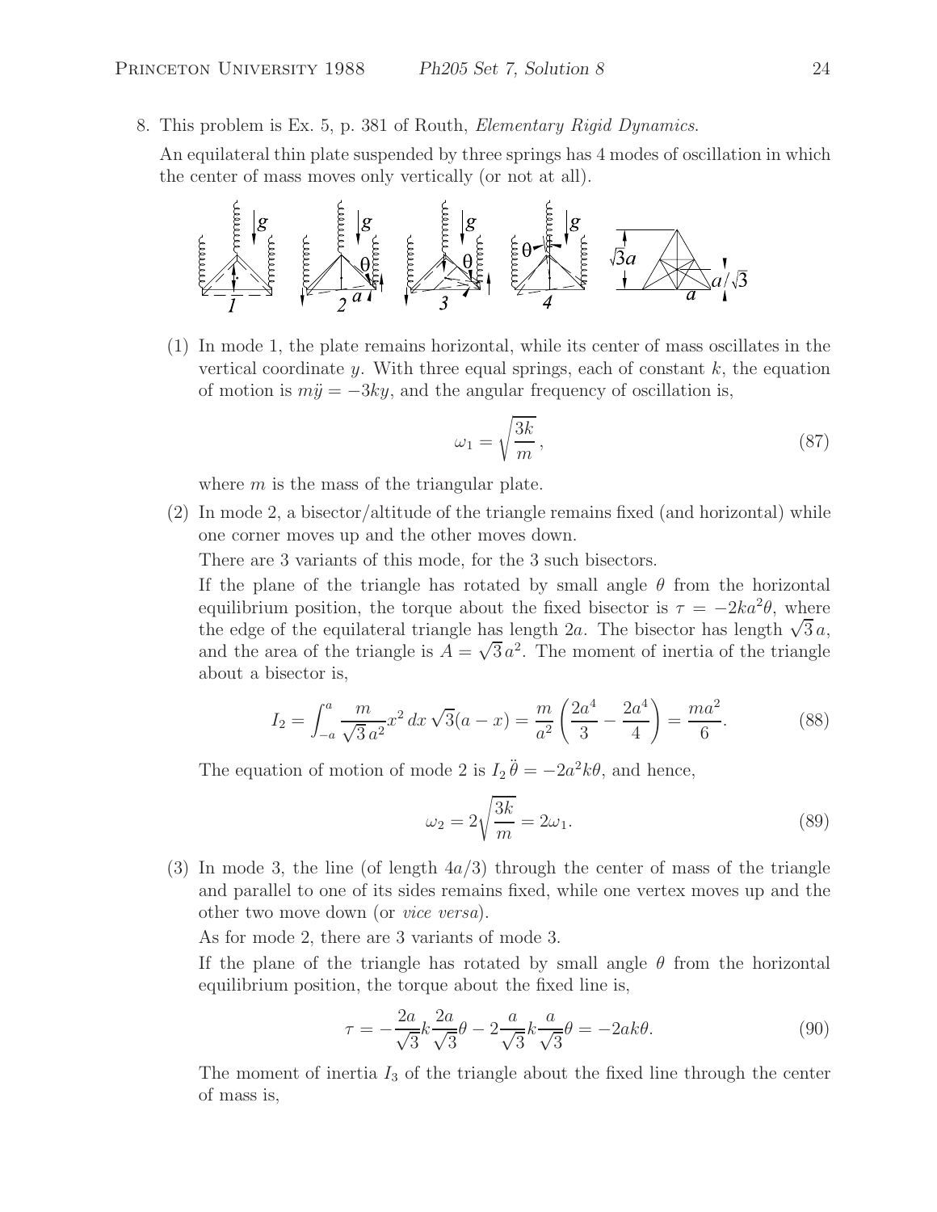8. This problem is Ex. 5, p. 381 of Routh, *Elementary Rigid Dynamics*.

An equilateral thin plate suspended by three springs has 4 modes of oscillation in which the center of mass moves only vertically (or not at all).

g g g g θ θ θ
1 2 a 3 4
$\sqrt{3}a$ $a$ $a/\sqrt{3}$

(1) In mode 1, the plate remains horizontal, while its center of mass oscillates in the vertical coordinate $y$. With three equal springs, each of constant $k$, the equation of motion is $m\ddot{y} = -3ky$, and the angular frequency of oscillation is,

$$\omega_1 = \sqrt{\frac{3k}{m}}, \tag{87}$$

where $m$ is the mass of the triangular plate.

(2) In mode 2, a bisector/altitude of the triangle remains fixed (and horizontal) while one corner moves up and the other moves down.

There are 3 variants of this mode, for the 3 such bisectors.

If the plane of the triangle has rotated by small angle $\theta$ from the horizontal equilibrium position, the torque about the fixed bisector is $\tau = -2ka^2\theta$, where the edge of the equilateral triangle has length $2a$. The bisector has length $\sqrt{3}\,a$, and the area of the triangle is $A = \sqrt{3}\,a^2$. The moment of inertia of the triangle about a bisector is,

$$I_2 = \int_{-a}^{a} \frac{m}{\sqrt{3}\,a^2} x^2\, dx\, \sqrt{3}(a - x) = \frac{m}{a^2}\left(\frac{2a^4}{3} - \frac{2a^4}{4}\right) = \frac{ma^2}{6}. \tag{88}$$

The equation of motion of mode 2 is $I_2\,\ddot{\theta} = -2a^2k\theta$, and hence,

$$\omega_2 = 2\sqrt{\frac{3k}{m}} = 2\omega_1. \tag{89}$$

(3) In mode 3, the line (of length $4a/3$) through the center of mass of the triangle and parallel to one of its sides remains fixed, while one vertex moves up and the other two move down (or *vice versa*).

As for mode 2, there are 3 variants of mode 3.

If the plane of the triangle has rotated by small angle $\theta$ from the horizontal equilibrium position, the torque about the fixed line is,

$$\tau = -\frac{2a}{\sqrt{3}}k\frac{2a}{\sqrt{3}}\theta - 2\frac{a}{\sqrt{3}}k\frac{a}{\sqrt{3}}\theta = -2ak\theta. \tag{90}$$

The moment of inertia $I_3$ of the triangle about the fixed line through the center of mass is,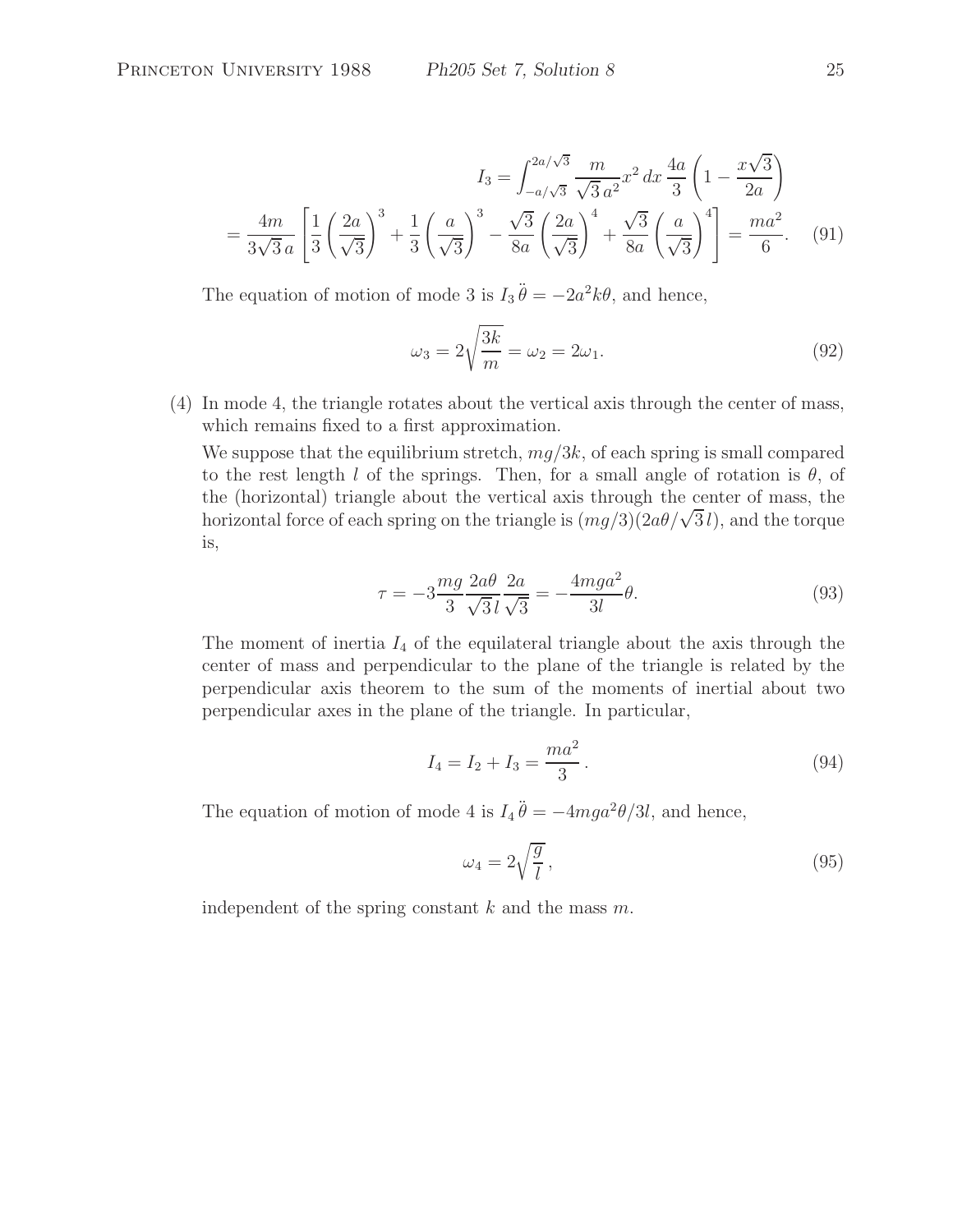$$I_3 = \int_{-a/\sqrt{3}}^{2a/\sqrt{3}} \frac{m}{\sqrt{3}\,a^2} x^2\,dx\,\frac{4a}{3}\left(1 - \frac{x\sqrt{3}}{2a}\right)$$

$$= \frac{4m}{3\sqrt{3}\,a}\left[\frac{1}{3}\left(\frac{2a}{\sqrt{3}}\right)^3 + \frac{1}{3}\left(\frac{a}{\sqrt{3}}\right)^3 - \frac{\sqrt{3}}{8a}\left(\frac{2a}{\sqrt{3}}\right)^4 + \frac{\sqrt{3}}{8a}\left(\frac{a}{\sqrt{3}}\right)^4\right] = \frac{ma^2}{6}. \tag{91}$$

The equation of motion of mode 3 is $I_3\ddot{\theta} = -2a^2k\theta$, and hence,

$$\omega_3 = 2\sqrt{\frac{3k}{m}} = \omega_2 = 2\omega_1. \tag{92}$$

(4) In mode 4, the triangle rotates about the vertical axis through the center of mass, which remains fixed to a first approximation.

We suppose that the equilibrium stretch, $mg/3k$, of each spring is small compared to the rest length $l$ of the springs. Then, for a small angle of rotation is $\theta$, of the (horizontal) triangle about the vertical axis through the center of mass, the horizontal force of each spring on the triangle is $(mg/3)(2a\theta/\sqrt{3}\,l)$, and the torque is,

$$\tau = -3\frac{mg}{3}\frac{2a\theta}{\sqrt{3}\,l}\frac{2a}{\sqrt{3}} = -\frac{4mga^2}{3l}\theta. \tag{93}$$

The moment of inertia $I_4$ of the equilateral triangle about the axis through the center of mass and perpendicular to the plane of the triangle is related by the perpendicular axis theorem to the sum of the moments of inertial about two perpendicular axes in the plane of the triangle. In particular,

$$I_4 = I_2 + I_3 = \frac{ma^2}{3}\,. \tag{94}$$

The equation of motion of mode 4 is $I_4\ddot{\theta} = -4mga^2\theta/3l$, and hence,

$$\omega_4 = 2\sqrt{\frac{g}{l}}\,, \tag{95}$$

independent of the spring constant $k$ and the mass $m$.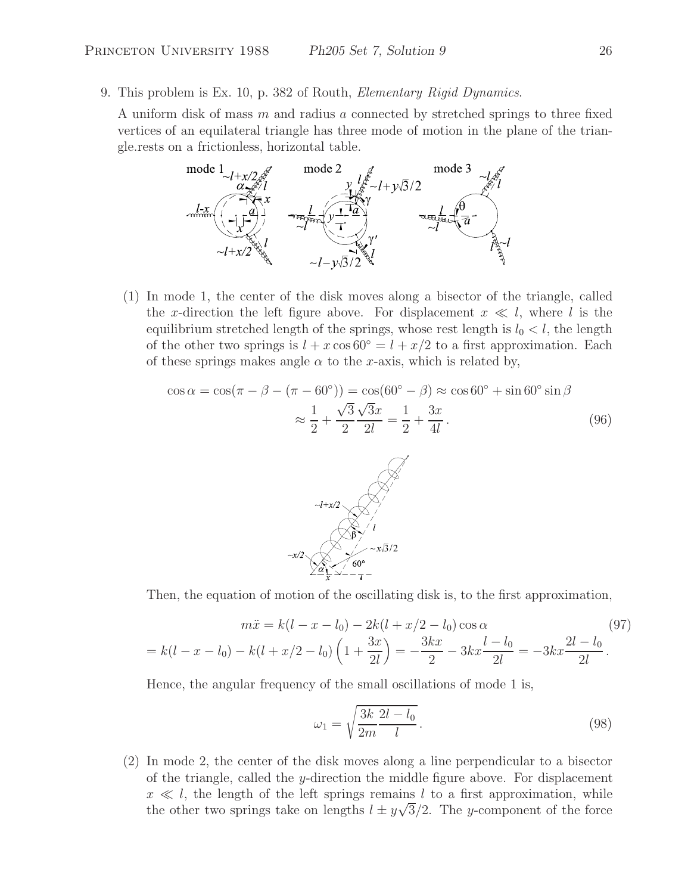9. This problem is Ex. 10, p. 382 of Routh, *Elementary Rigid Dynamics*.

A uniform disk of mass $m$ and radius $a$ connected by stretched springs to three fixed vertices of an equilateral triangle has three mode of motion in the plane of the triangle.rests on a frictionless, horizontal table.

mode 1 $\sim l+x/2$ $\alpha$ $l$ $x$ $l-x$ $a$ $x$ $\sim l+x/2$ $l$

mode 2 $y$ $l$ $\sim l+y\sqrt{3}/2$ $\gamma$ $l$ $y$ $a$ $\sim l$ $\gamma'$ $l$ $\sim l-y\sqrt{3}/2$

mode 3 $\sim l$ $l$ $l$ $\theta$ $a$ $\sim l$ $l$ $\sim l$

(1) In mode 1, the center of the disk moves along a bisector of the triangle, called the $x$-direction the left figure above. For displacement $x \ll l$, where $l$ is the equilibrium stretched length of the springs, whose rest length is $l_0 < l$, the length of the other two springs is $l + x\cos 60^\circ = l + x/2$ to a first approximation. Each of these springs makes angle $\alpha$ to the $x$-axis, which is related by,

$$\cos\alpha = \cos(\pi - \beta - (\pi - 60^\circ)) = \cos(60^\circ - \beta) \approx \cos 60^\circ + \sin 60^\circ \sin\beta$$
$$\approx \frac{1}{2} + \frac{\sqrt{3}}{2}\frac{\sqrt{3}x}{2l} = \frac{1}{2} + \frac{3x}{4l}. \tag{96}$$

$\sim l+x/2$ $\beta$ $l$ $\sim x\sqrt{3}/2$ $\sim x/2$ $\alpha$ $60°$ $x$

Then, the equation of motion of the oscillating disk is, to the first approximation,

$$m\ddot{x} = k(l - x - l_0) - 2k(l + x/2 - l_0)\cos\alpha \tag{97}$$
$$= k(l - x - l_0) - k(l + x/2 - l_0)\left(1 + \frac{3x}{2l}\right) = -\frac{3kx}{2} - 3kx\frac{l - l_0}{2l} = -3kx\frac{2l - l_0}{2l}.$$

Hence, the angular frequency of the small oscillations of mode 1 is,

$$\omega_1 = \sqrt{\frac{3k}{2m}\frac{2l - l_0}{l}}. \tag{98}$$

(2) In mode 2, the center of the disk moves along a line perpendicular to a bisector of the triangle, called the $y$-direction the middle figure above. For displacement $x \ll l$, the length of the left springs remains $l$ to a first approximation, while the other two springs take on lengths $l \pm y\sqrt{3}/2$. The $y$-component of the force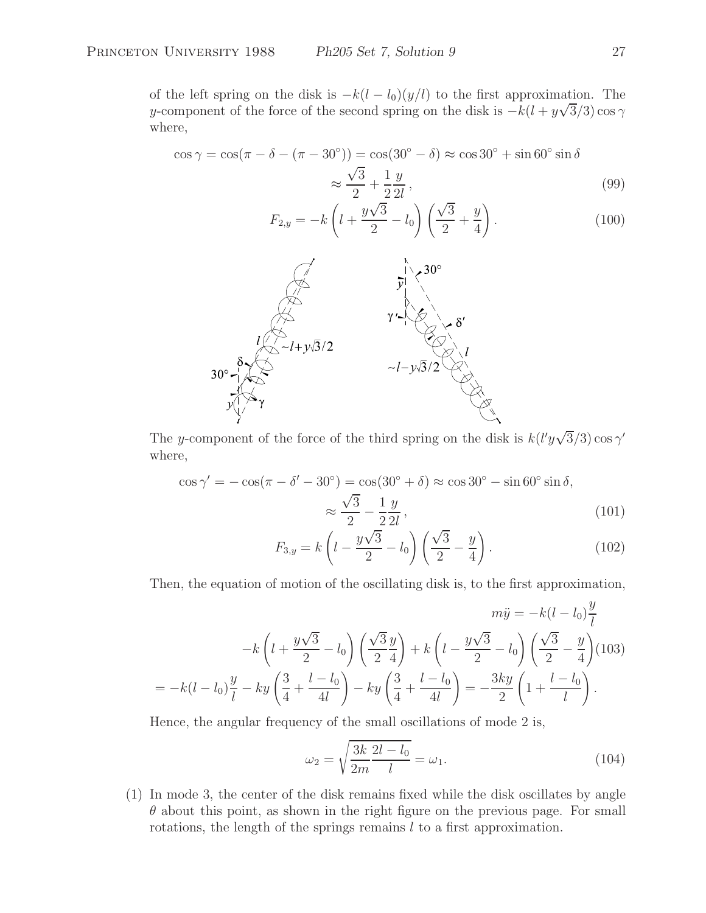of the left spring on the disk is $-k(l-l_0)(y/l)$ to the first approximation. The $y$-component of the force of the second spring on the disk is $-k(l+y\sqrt{3}/3)\cos\gamma$ where,

$$\cos\gamma = \cos(\pi - \delta - (\pi - 30^\circ)) = \cos(30^\circ - \delta) \approx \cos 30^\circ + \sin 60^\circ \sin\delta$$

$$\approx \frac{\sqrt{3}}{2} + \frac{1}{2}\frac{y}{2l}, \tag{99}$$

$$F_{2,y} = -k\left(l + \frac{y\sqrt{3}}{2} - l_0\right)\left(\frac{\sqrt{3}}{2} + \frac{y}{4}\right). \tag{100}$$

30°
$y$
$\delta$
$\gamma$
$l$
$\sim l+y\sqrt{3}/2$

30°
$y$
$\gamma'$
$\delta'$
$l$
$\sim l-y\sqrt{3}/2$

The $y$-component of the force of the third spring on the disk is $k(l'y\sqrt{3}/3)\cos\gamma'$ where,

$$\cos\gamma' = -\cos(\pi - \delta' - 30^\circ) = \cos(30^\circ + \delta) \approx \cos 30^\circ - \sin 60^\circ \sin\delta,$$

$$\approx \frac{\sqrt{3}}{2} - \frac{1}{2}\frac{y}{2l}, \tag{101}$$

$$F_{3,y} = k\left(l - \frac{y\sqrt{3}}{2} - l_0\right)\left(\frac{\sqrt{3}}{2} - \frac{y}{4}\right). \tag{102}$$

Then, the equation of motion of the oscillating disk is, to the first approximation,

$$m\ddot{y} = -k(l-l_0)\frac{y}{l}$$

$$-k\left(l + \frac{y\sqrt{3}}{2} - l_0\right)\left(\frac{\sqrt{3}}{2}\frac{y}{4}\right) + k\left(l - \frac{y\sqrt{3}}{2} - l_0\right)\left(\frac{\sqrt{3}}{2} - \frac{y}{4}\right) \tag{103}$$

$$= -k(l-l_0)\frac{y}{l} - ky\left(\frac{3}{4} + \frac{l-l_0}{4l}\right) - ky\left(\frac{3}{4} + \frac{l-l_0}{4l}\right) = -\frac{3ky}{2}\left(1 + \frac{l-l_0}{l}\right).$$

Hence, the angular frequency of the small oscillations of mode 2 is,

$$\omega_2 = \sqrt{\frac{3k}{2m}\frac{2l-l_0}{l}} = \omega_1. \tag{104}$$

(1) In mode 3, the center of the disk remains fixed while the disk oscillates by angle $\theta$ about this point, as shown in the right figure on the previous page. For small rotations, the length of the springs remains $l$ to a first approximation.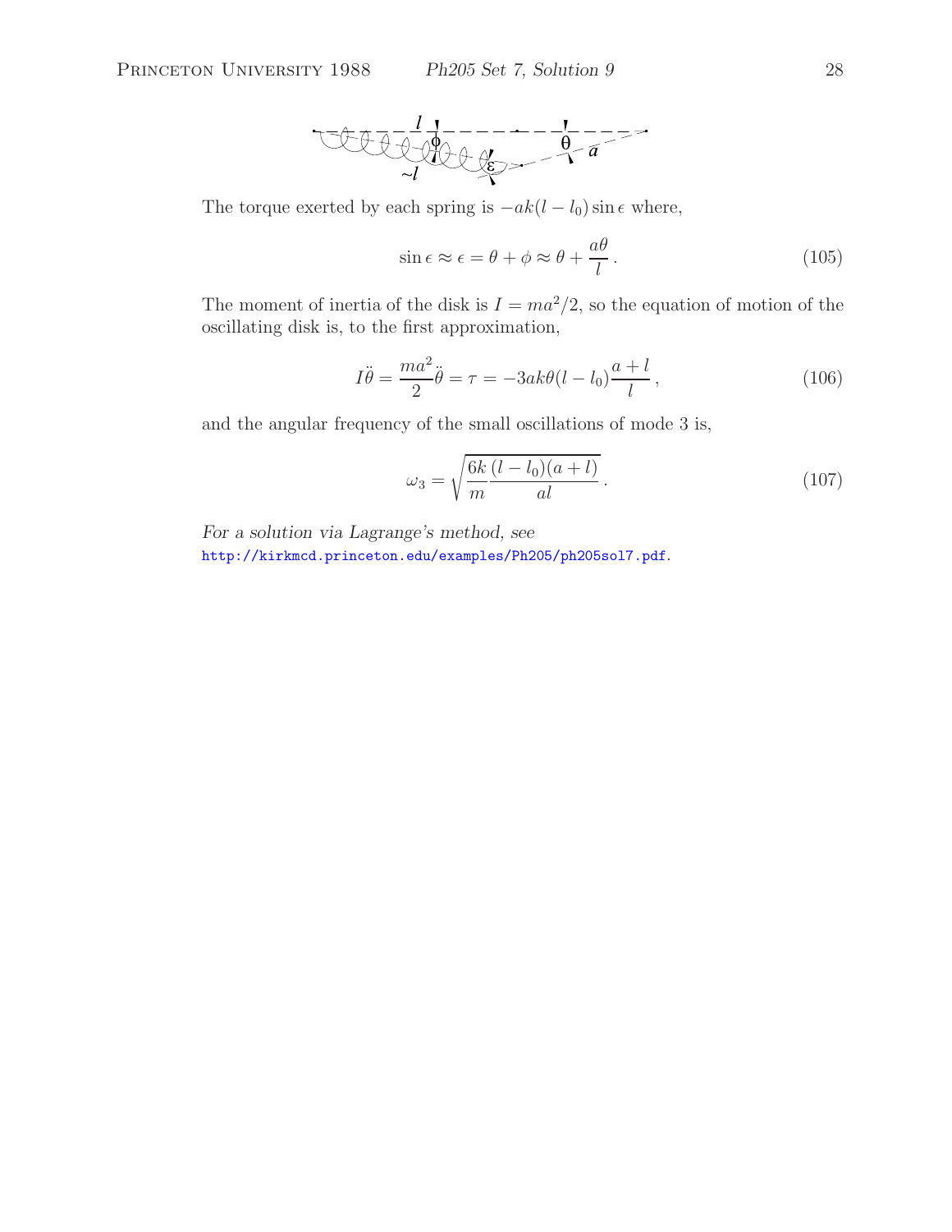The torque exerted by each spring is $-ak(l - l_0)\sin\epsilon$ where,

$$\sin\epsilon \approx \epsilon = \theta + \phi \approx \theta + \frac{a\theta}{l}. \tag{105}$$

The moment of inertia of the disk is $I = ma^2/2$, so the equation of motion of the oscillating disk is, to the first approximation,

$$I\ddot{\theta} = \frac{ma^2}{2}\ddot{\theta} = \tau = -3ak\theta(l - l_0)\frac{a + l}{l}, \tag{106}$$

and the angular frequency of the small oscillations of mode 3 is,

$$\omega_3 = \sqrt{\frac{6k}{m}\frac{(l - l_0)(a + l)}{al}}. \tag{107}$$

*For a solution via Lagrange's method, see* http://kirkmcd.princeton.edu/examples/Ph205/ph205sol7.pdf.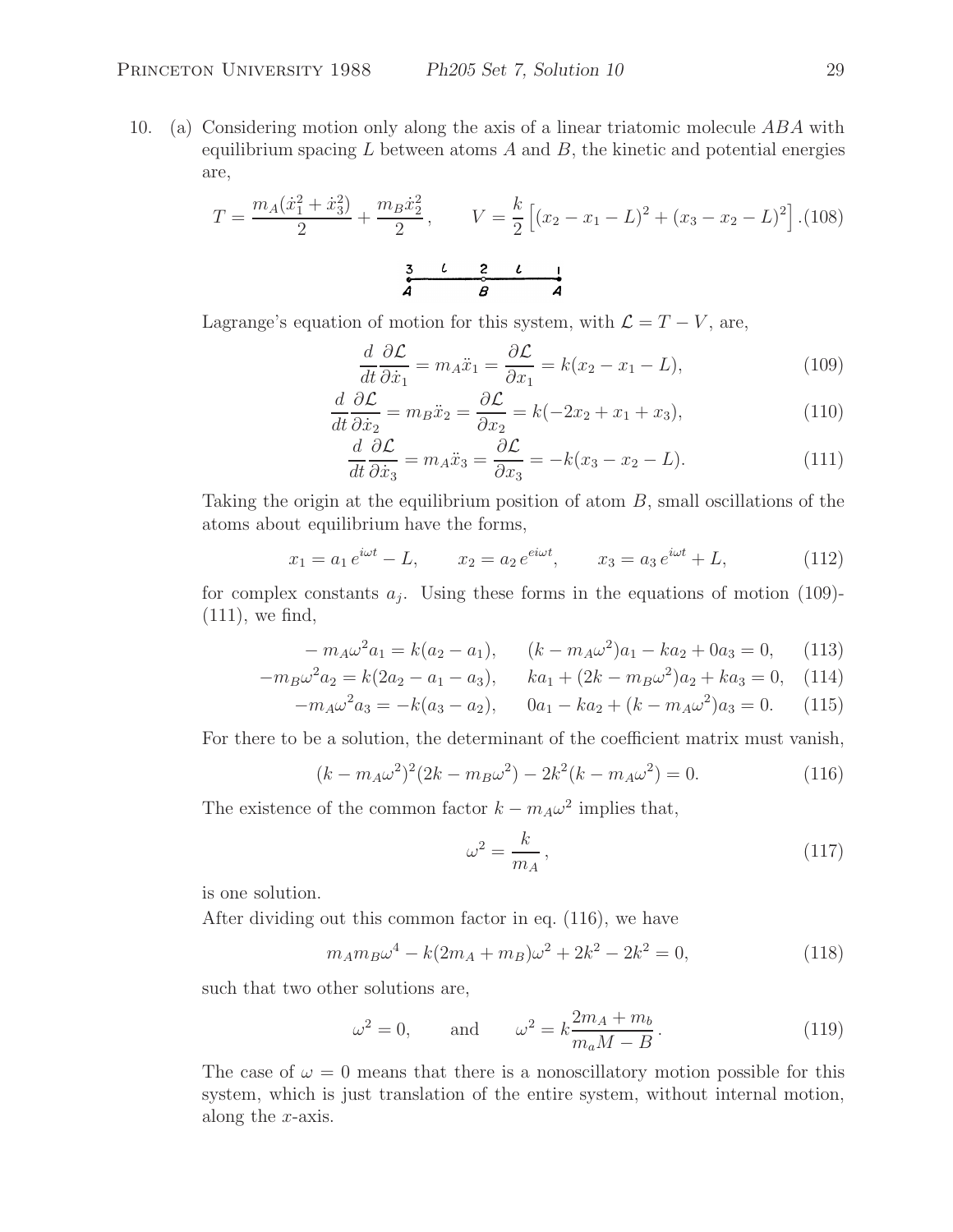10. (a) Considering motion only along the axis of a linear triatomic molecule $ABA$ with equilibrium spacing $L$ between atoms $A$ and $B$, the kinetic and potential energies are,

$$T = \frac{m_A(\dot{x}_1^2 + \dot{x}_3^2)}{2} + \frac{m_B \dot{x}_2^2}{2}, \qquad V = \frac{k}{2}\left[(x_2 - x_1 - L)^2 + (x_3 - x_2 - L)^2\right]. \tag{108}$$

3 $\ell$ 2 $\ell$ 1
A B A

Lagrange's equation of motion for this system, with $\mathcal{L} = T - V$, are,

$$\frac{d}{dt}\frac{\partial \mathcal{L}}{\partial \dot{x}_1} = m_A \ddot{x}_1 = \frac{\partial \mathcal{L}}{\partial x_1} = k(x_2 - x_1 - L), \tag{109}$$

$$\frac{d}{dt}\frac{\partial \mathcal{L}}{\partial \dot{x}_2} = m_B \ddot{x}_2 = \frac{\partial \mathcal{L}}{\partial x_2} = k(-2x_2 + x_1 + x_3), \tag{110}$$

$$\frac{d}{dt}\frac{\partial \mathcal{L}}{\partial \dot{x}_3} = m_A \ddot{x}_3 = \frac{\partial \mathcal{L}}{\partial x_3} = -k(x_3 - x_2 - L). \tag{111}$$

Taking the origin at the equilibrium position of atom $B$, small oscillations of the atoms about equilibrium have the forms,

$$x_1 = a_1\, e^{i\omega t} - L, \qquad x_2 = a_2\, e^{ei\omega t}, \qquad x_3 = a_3\, e^{i\omega t} + L, \tag{112}$$

for complex constants $a_j$. Using these forms in the equations of motion (109)-(111), we find,

$$-m_A\omega^2 a_1 = k(a_2 - a_1), \qquad (k - m_A\omega^2)a_1 - ka_2 + 0a_3 = 0, \tag{113}$$

$$-m_B\omega^2 a_2 = k(2a_2 - a_1 - a_3), \qquad ka_1 + (2k - m_B\omega^2)a_2 + ka_3 = 0, \tag{114}$$

$$-m_A\omega^2 a_3 = -k(a_3 - a_2), \qquad 0a_1 - ka_2 + (k - m_A\omega^2)a_3 = 0. \tag{115}$$

For there to be a solution, the determinant of the coefficient matrix must vanish,

$$(k - m_A\omega^2)^2(2k - m_B\omega^2) - 2k^2(k - m_A\omega^2) = 0. \tag{116}$$

The existence of the common factor $k - m_A\omega^2$ implies that,

$$\omega^2 = \frac{k}{m_A}, \tag{117}$$

is one solution.

After dividing out this common factor in eq. (116), we have

$$m_A m_B \omega^4 - k(2m_A + m_B)\omega^2 + 2k^2 - 2k^2 = 0, \tag{118}$$

such that two other solutions are,

$$\omega^2 = 0, \qquad \text{and} \qquad \omega^2 = k\frac{2m_A + m_b}{m_a M - B}. \tag{119}$$

The case of $\omega = 0$ means that there is a nonoscillatory motion possible for this system, which is just translation of the entire system, without internal motion, along the $x$-axis.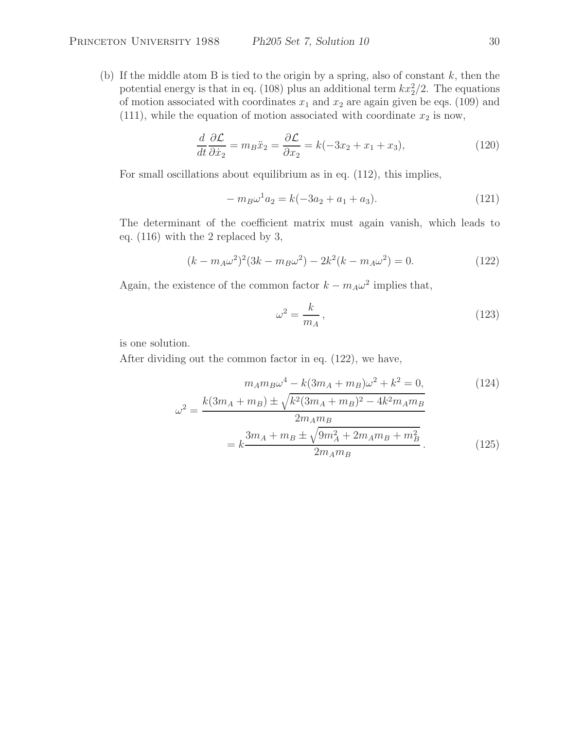(b) If the middle atom B is tied to the origin by a spring, also of constant $k$, then the potential energy is that in eq. (108) plus an additional term $kx_2^2/2$. The equations of motion associated with coordinates $x_1$ and $x_2$ are again given be eqs. (109) and (111), while the equation of motion associated with coordinate $x_2$ is now,

$$\frac{d}{dt}\frac{\partial \mathcal{L}}{\partial \dot{x}_2} = m_B \ddot{x}_2 = \frac{\partial \mathcal{L}}{\partial x_2} = k(-3x_2 + x_1 + x_3), \tag{120}$$

For small oscillations about equilibrium as in eq. (112), this implies,

$$-m_B \omega^1 a_2 = k(-3a_2 + a_1 + a_3). \tag{121}$$

The determinant of the coefficient matrix must again vanish, which leads to eq. (116) with the 2 replaced by 3,

$$(k - m_A\omega^2)^2(3k - m_B\omega^2) - 2k^2(k - m_A\omega^2) = 0. \tag{122}$$

Again, the existence of the common factor $k - m_A\omega^2$ implies that,

$$\omega^2 = \frac{k}{m_A}, \tag{123}$$

is one solution.

After dividing out the common factor in eq. (122), we have,

$$m_A m_B \omega^4 - k(3m_A + m_B)\omega^2 + k^2 = 0, \tag{124}$$

$$\begin{aligned}
\omega^2 &= \frac{k(3m_A + m_B) \pm \sqrt{k^2(3m_A + m_B)^2 - 4k^2 m_A m_B}}{2m_A m_B} \\
&= k\frac{3m_A + m_B \pm \sqrt{9m_A^2 + 2m_A m_B + m_B^2}}{2m_A m_B}.
\end{aligned} \tag{125}$$